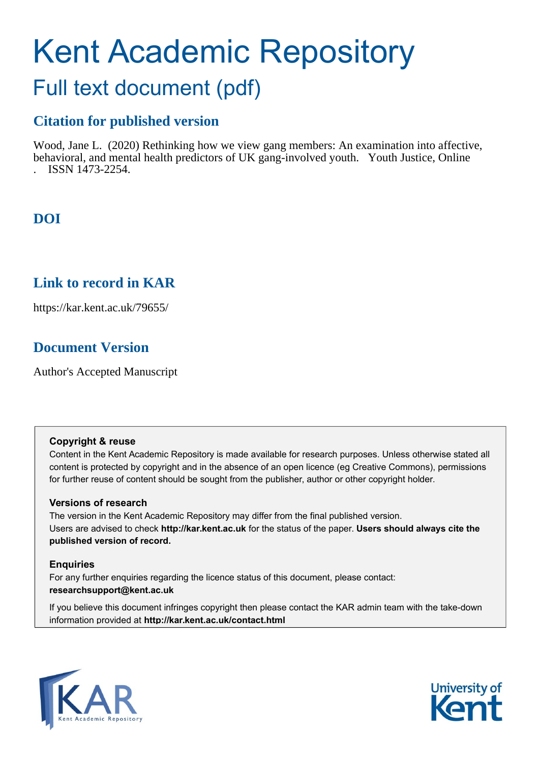# Kent Academic Repository

## Full text document (pdf)

### Citation for published version

Wood, Jane L. (2020) Rethinking how we view gang members: An examination into affective, behavioral, and mental health predictors of UK gang-involved youth. Youth Justice, Online . ISSN 1473-2254.

### DOI

### Link to record in KAR

https://kar.kent.ac.uk/79655/

### Document Version

Author's Accepted Manuscript

**Copyright & reuse**

Content in the Kent Academic Repository is made available for research purposes. Unless otherwise stated all content is protected by copyright and in the absence of an open licence (eg Creative Commons), permissions for further reuse of content should be sought from the publisher, author or other copyright holder.

**Versions of research**

The version in the Kent Academic Repository may differ from the final published version. Users are advised to check **http://kar.kent.ac.uk** for the status of the paper. **Users should always cite the published version of record.**

**Enquiries**

For any further enquiries regarding the licence status of this document, please contact: **researchsupport@kent.ac.uk**

If you believe this document infringes copyright then please contact the KAR admin team with the take-down information provided at **http://kar.kent.ac.uk/contact.html**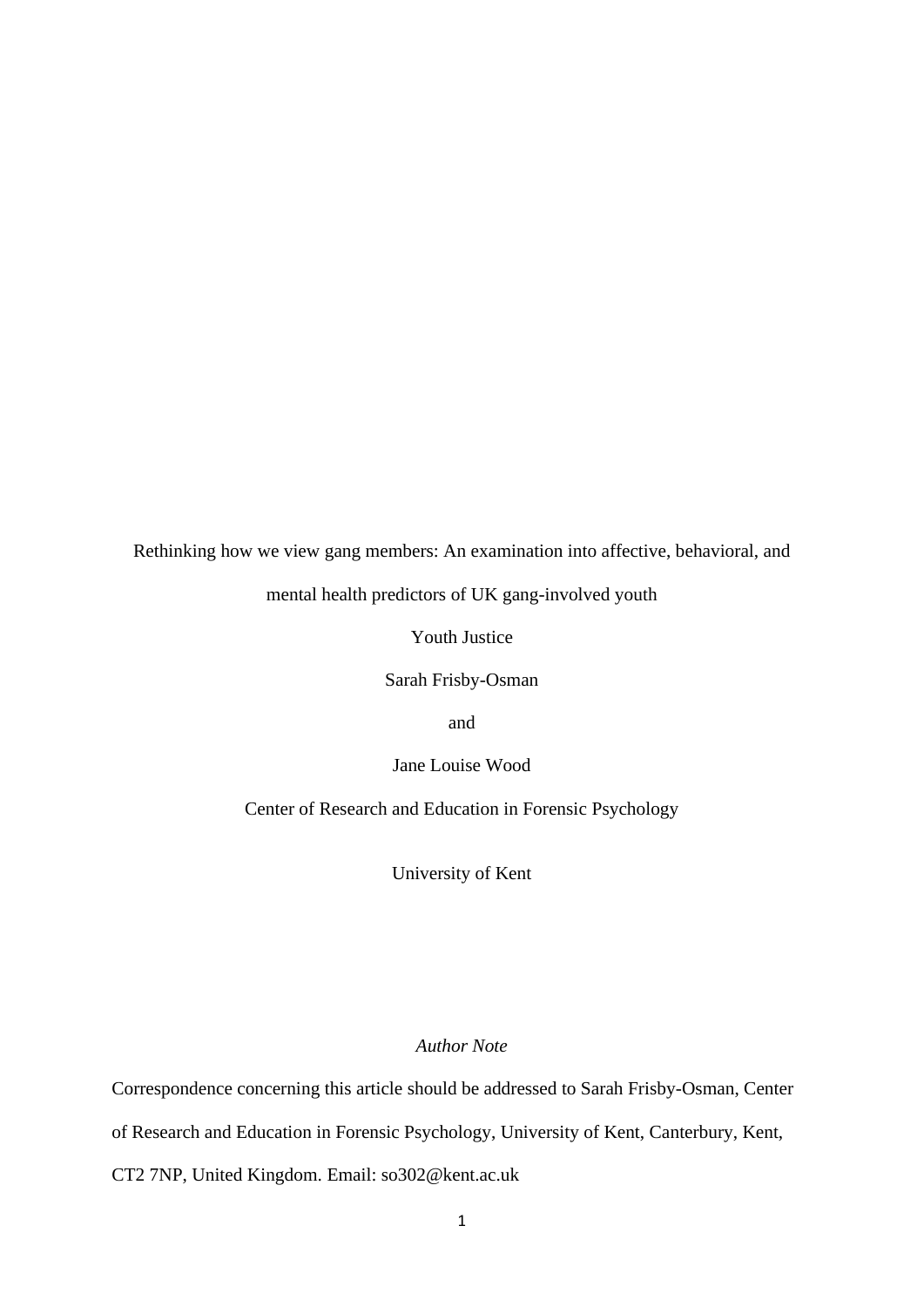# Rethinking how we view gang members: An examination into affective, behavioral, and mental health predictors of UK gang-involved youth

Youth Justice

Sarah Frisby-Osman

and

Jane Louise Wood

Center of Research and Education in Forensic Psychology

University of Kent

*Author Note*

Correspondence concerning this article should be addressed to Sarah Frisby-Osman, Center of Research and Education in Forensic Psychology, University of Kent, Canterbury, Kent, CT2 7NP, United Kingdom. Email: so302@kent.ac.uk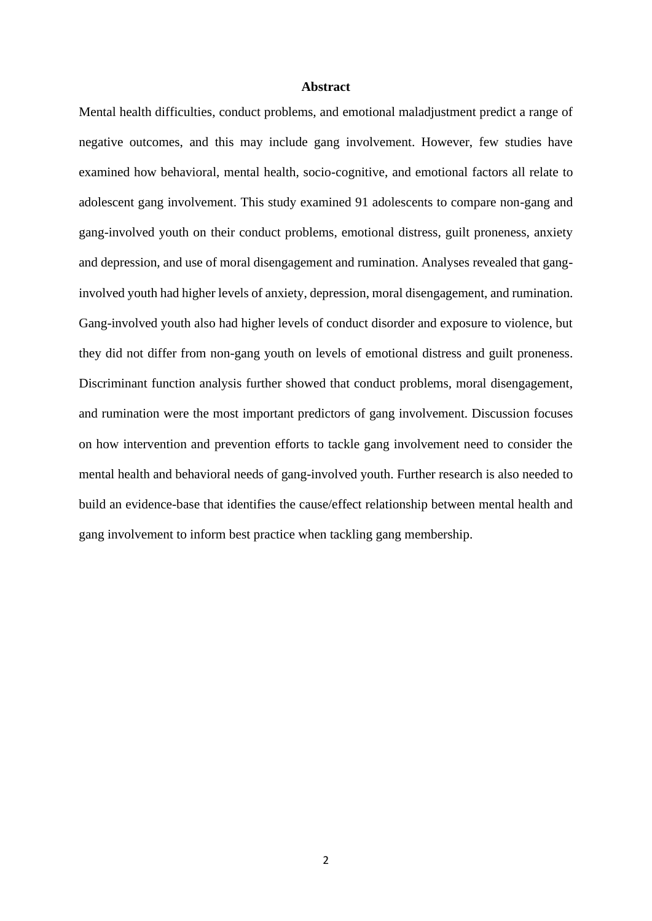## Abstract

Mental health difficulties, conduct problems, and emotional maladjustment predict a range of negative outcomes, and this may include gang involvement. However, few studies have examined how behavioral, mental health, socio-cognitive, and emotional factors all relate to adolescent gang involvement. This study examined 91 adolescents to compare non-gang and gang-involved youth on their conduct problems, emotional distress, guilt proneness, anxiety and depression, and use of moral disengagement and rumination. Analyses revealed that gang-involved youth had higher levels of anxiety, depression, moral disengagement, and rumination. Gang-involved youth also had higher levels of conduct disorder and exposure to violence, but they did not differ from non-gang youth on levels of emotional distress and guilt proneness. Discriminant function analysis further showed that conduct problems, moral disengagement, and rumination were the most important predictors of gang involvement. Discussion focuses on how intervention and prevention efforts to tackle gang involvement need to consider the mental health and behavioral needs of gang-involved youth. Further research is also needed to build an evidence-base that identifies the cause/effect relationship between mental health and gang involvement to inform best practice when tackling gang membership.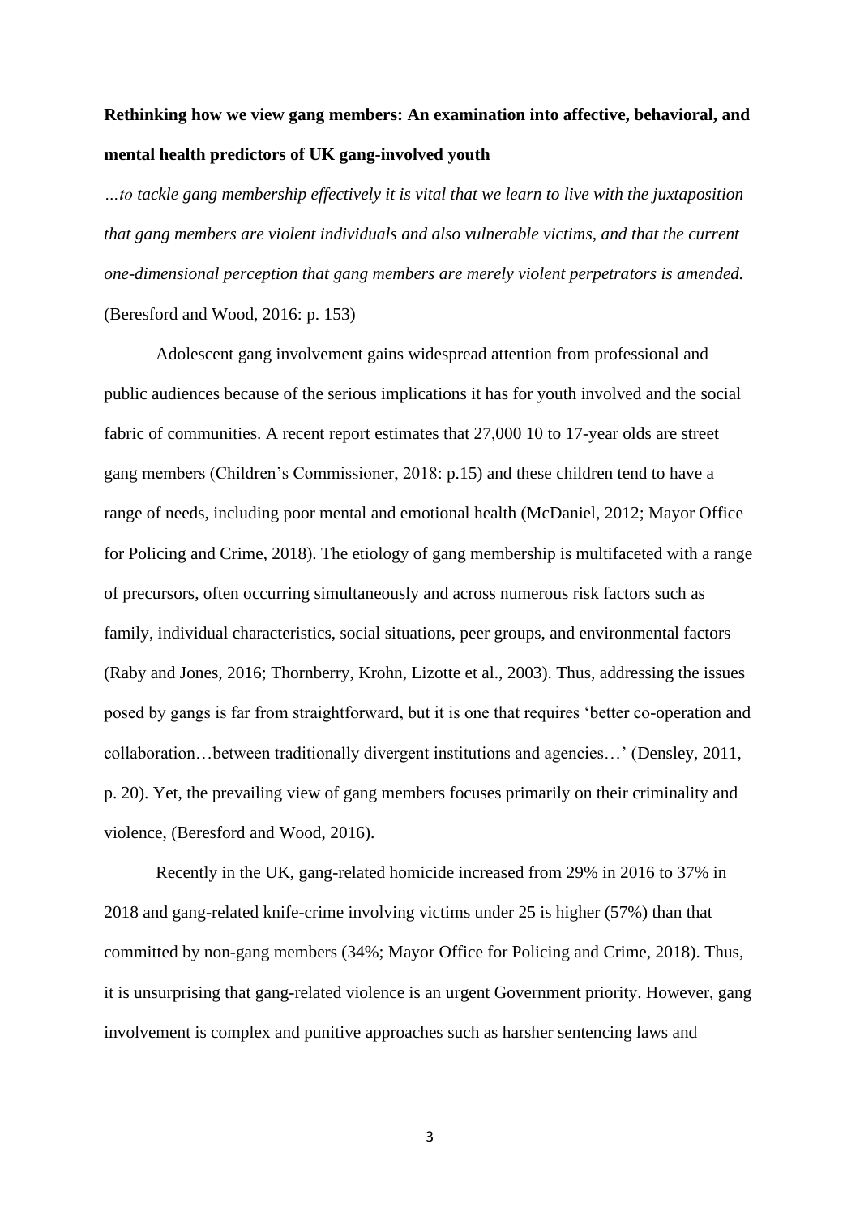**Rethinking how we view gang members: An examination into affective, behavioral, and mental health predictors of UK gang-involved youth**

*…to tackle gang membership effectively it is vital that we learn to live with the juxtaposition that gang members are violent individuals and also vulnerable victims, and that the current one-dimensional perception that gang members are merely violent perpetrators is amended.* (Beresford and Wood, 2016: p. 153)

Adolescent gang involvement gains widespread attention from professional and public audiences because of the serious implications it has for youth involved and the social fabric of communities. A recent report estimates that 27,000 10 to 17-year olds are street gang members (Children's Commissioner, 2018: p.15) and these children tend to have a range of needs, including poor mental and emotional health (McDaniel, 2012; Mayor Office for Policing and Crime, 2018). The etiology of gang membership is multifaceted with a range of precursors, often occurring simultaneously and across numerous risk factors such as family, individual characteristics, social situations, peer groups, and environmental factors (Raby and Jones, 2016; Thornberry, Krohn, Lizotte et al., 2003). Thus, addressing the issues posed by gangs is far from straightforward, but it is one that requires 'better co-operation and collaboration…between traditionally divergent institutions and agencies…' (Densley, 2011, p. 20). Yet, the prevailing view of gang members focuses primarily on their criminality and violence, (Beresford and Wood, 2016).

Recently in the UK, gang-related homicide increased from 29% in 2016 to 37% in 2018 and gang-related knife-crime involving victims under 25 is higher (57%) than that committed by non-gang members (34%; Mayor Office for Policing and Crime, 2018). Thus, it is unsurprising that gang-related violence is an urgent Government priority. However, gang involvement is complex and punitive approaches such as harsher sentencing laws and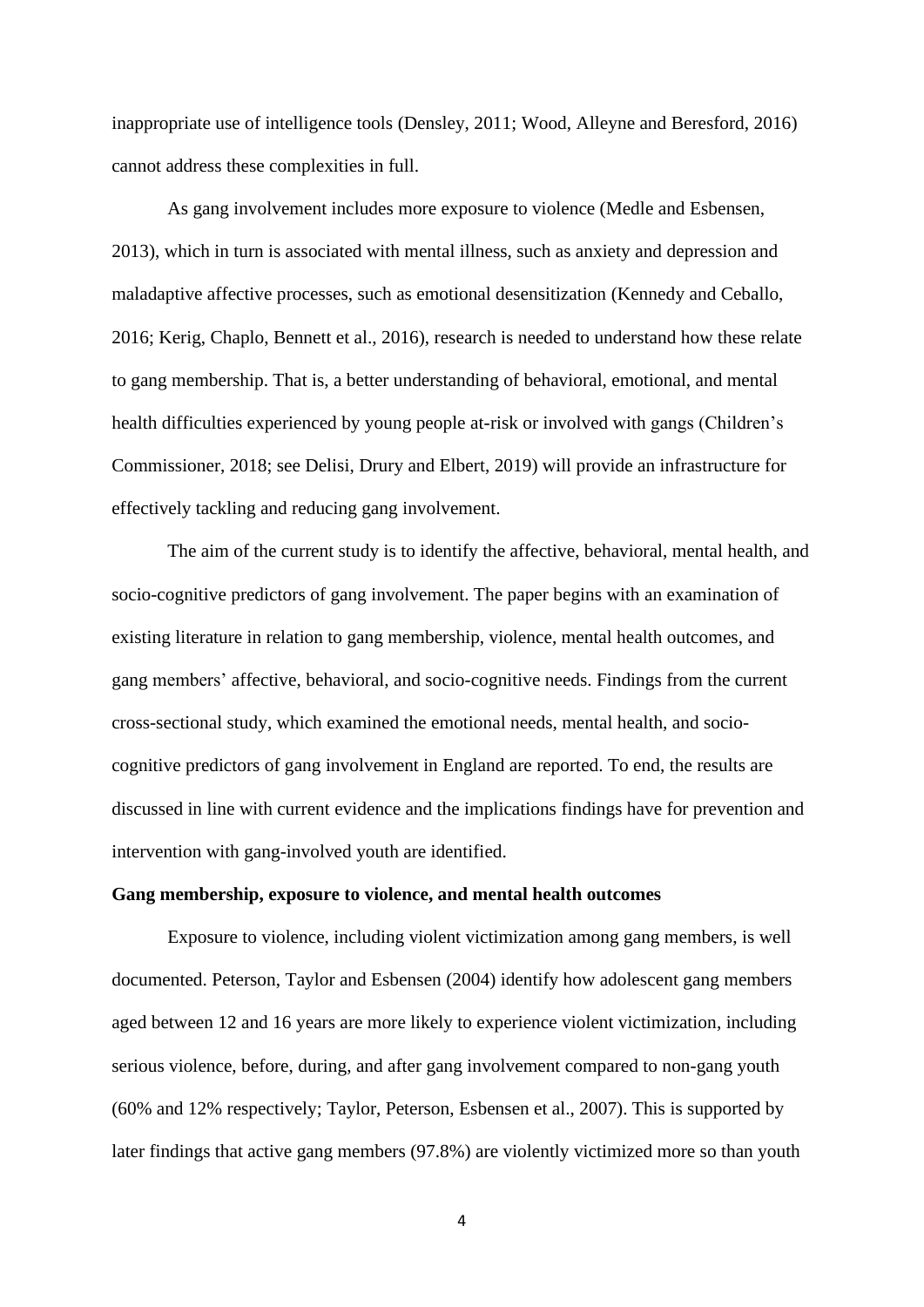inappropriate use of intelligence tools (Densley, 2011; Wood, Alleyne and Beresford, 2016) cannot address these complexities in full.

As gang involvement includes more exposure to violence (Medle and Esbensen, 2013), which in turn is associated with mental illness, such as anxiety and depression and maladaptive affective processes, such as emotional desensitization (Kennedy and Ceballo, 2016; Kerig, Chaplo, Bennett et al., 2016), research is needed to understand how these relate to gang membership. That is, a better understanding of behavioral, emotional, and mental health difficulties experienced by young people at-risk or involved with gangs (Children's Commissioner, 2018; see Delisi, Drury and Elbert, 2019) will provide an infrastructure for effectively tackling and reducing gang involvement.

The aim of the current study is to identify the affective, behavioral, mental health, and socio-cognitive predictors of gang involvement. The paper begins with an examination of existing literature in relation to gang membership, violence, mental health outcomes, and gang members' affective, behavioral, and socio-cognitive needs. Findings from the current cross-sectional study, which examined the emotional needs, mental health, and socio-cognitive predictors of gang involvement in England are reported. To end, the results are discussed in line with current evidence and the implications findings have for prevention and intervention with gang-involved youth are identified.

**Gang membership, exposure to violence, and mental health outcomes**

Exposure to violence, including violent victimization among gang members, is well documented. Peterson, Taylor and Esbensen (2004) identify how adolescent gang members aged between 12 and 16 years are more likely to experience violent victimization, including serious violence, before, during, and after gang involvement compared to non-gang youth (60% and 12% respectively; Taylor, Peterson, Esbensen et al., 2007). This is supported by later findings that active gang members (97.8%) are violently victimized more so than youth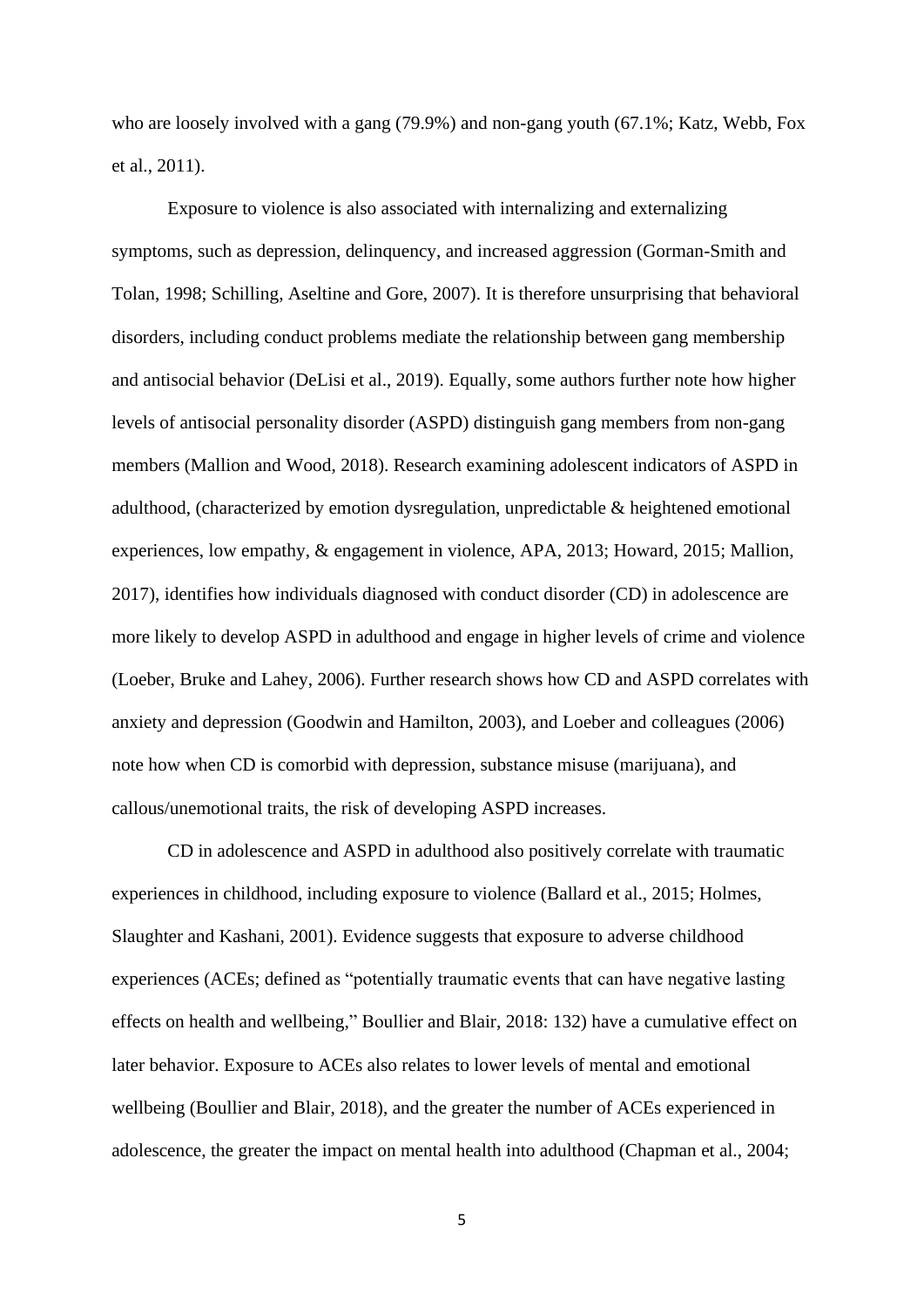who are loosely involved with a gang (79.9%) and non-gang youth (67.1%; Katz, Webb, Fox et al., 2011).

Exposure to violence is also associated with internalizing and externalizing symptoms, such as depression, delinquency, and increased aggression (Gorman-Smith and Tolan, 1998; Schilling, Aseltine and Gore, 2007). It is therefore unsurprising that behavioral disorders, including conduct problems mediate the relationship between gang membership and antisocial behavior (DeLisi et al., 2019). Equally, some authors further note how higher levels of antisocial personality disorder (ASPD) distinguish gang members from non-gang members (Mallion and Wood, 2018). Research examining adolescent indicators of ASPD in adulthood, (characterized by emotion dysregulation, unpredictable & heightened emotional experiences, low empathy, & engagement in violence, APA, 2013; Howard, 2015; Mallion, 2017), identifies how individuals diagnosed with conduct disorder (CD) in adolescence are more likely to develop ASPD in adulthood and engage in higher levels of crime and violence (Loeber, Bruke and Lahey, 2006). Further research shows how CD and ASPD correlates with anxiety and depression (Goodwin and Hamilton, 2003), and Loeber and colleagues (2006) note how when CD is comorbid with depression, substance misuse (marijuana), and callous/unemotional traits, the risk of developing ASPD increases.

CD in adolescence and ASPD in adulthood also positively correlate with traumatic experiences in childhood, including exposure to violence (Ballard et al., 2015; Holmes, Slaughter and Kashani, 2001). Evidence suggests that exposure to adverse childhood experiences (ACEs; defined as "potentially traumatic events that can have negative lasting effects on health and wellbeing," Boullier and Blair, 2018: 132) have a cumulative effect on later behavior. Exposure to ACEs also relates to lower levels of mental and emotional wellbeing (Boullier and Blair, 2018), and the greater the number of ACEs experienced in adolescence, the greater the impact on mental health into adulthood (Chapman et al., 2004;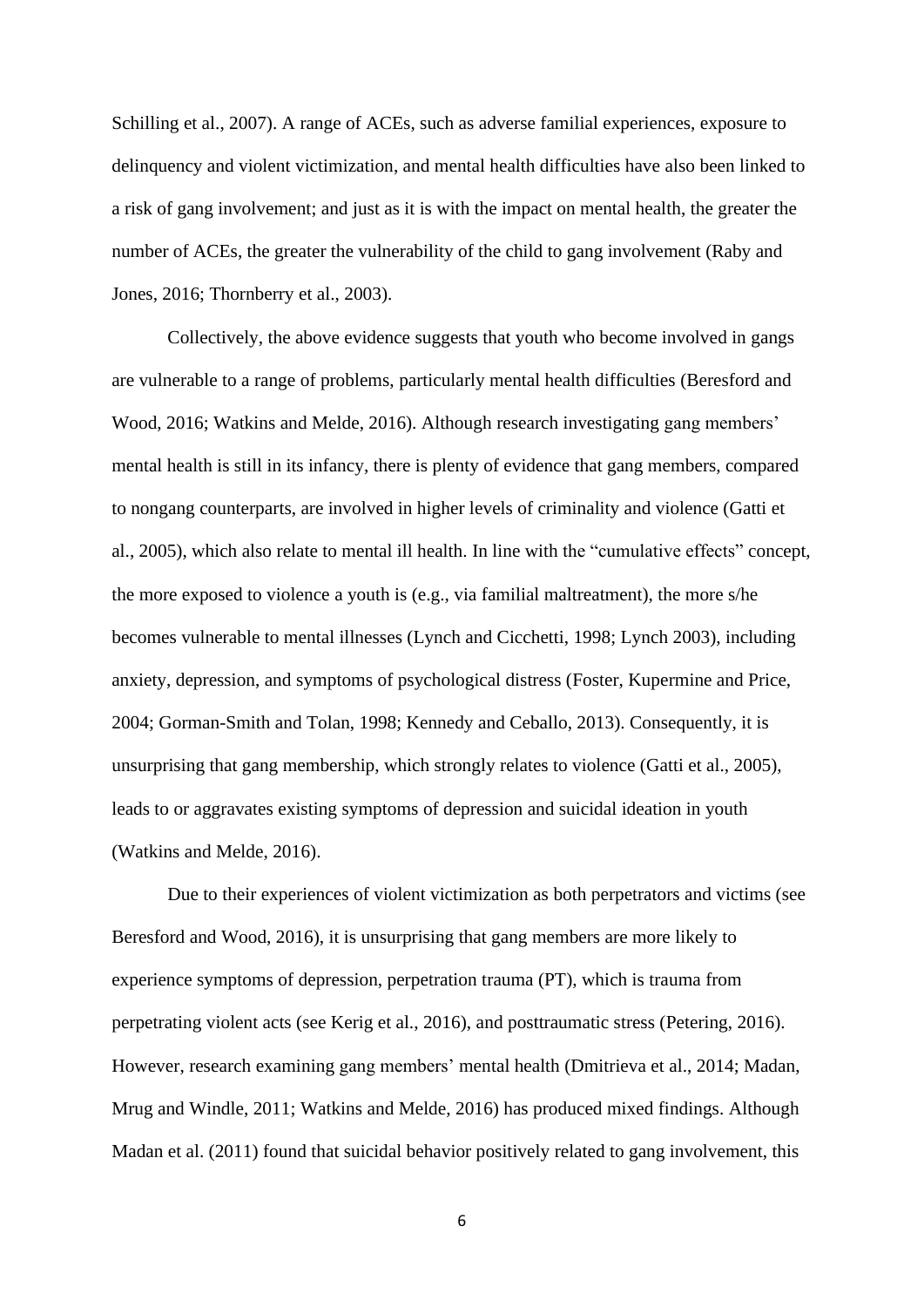Schilling et al., 2007). A range of ACEs, such as adverse familial experiences, exposure to delinquency and violent victimization, and mental health difficulties have also been linked to a risk of gang involvement; and just as it is with the impact on mental health, the greater the number of ACEs, the greater the vulnerability of the child to gang involvement (Raby and Jones, 2016; Thornberry et al., 2003).

Collectively, the above evidence suggests that youth who become involved in gangs are vulnerable to a range of problems, particularly mental health difficulties (Beresford and Wood, 2016; Watkins and Melde, 2016). Although research investigating gang members' mental health is still in its infancy, there is plenty of evidence that gang members, compared to nongang counterparts, are involved in higher levels of criminality and violence (Gatti et al., 2005), which also relate to mental ill health. In line with the "cumulative effects" concept, the more exposed to violence a youth is (e.g., via familial maltreatment), the more s/he becomes vulnerable to mental illnesses (Lynch and Cicchetti, 1998; Lynch 2003), including anxiety, depression, and symptoms of psychological distress (Foster, Kupermine and Price, 2004; Gorman-Smith and Tolan, 1998; Kennedy and Ceballo, 2013). Consequently, it is unsurprising that gang membership, which strongly relates to violence (Gatti et al., 2005), leads to or aggravates existing symptoms of depression and suicidal ideation in youth (Watkins and Melde, 2016).

Due to their experiences of violent victimization as both perpetrators and victims (see Beresford and Wood, 2016), it is unsurprising that gang members are more likely to experience symptoms of depression, perpetration trauma (PT), which is trauma from perpetrating violent acts (see Kerig et al., 2016), and posttraumatic stress (Petering, 2016). However, research examining gang members' mental health (Dmitrieva et al., 2014; Madan, Mrug and Windle, 2011; Watkins and Melde, 2016) has produced mixed findings. Although Madan et al. (2011) found that suicidal behavior positively related to gang involvement, this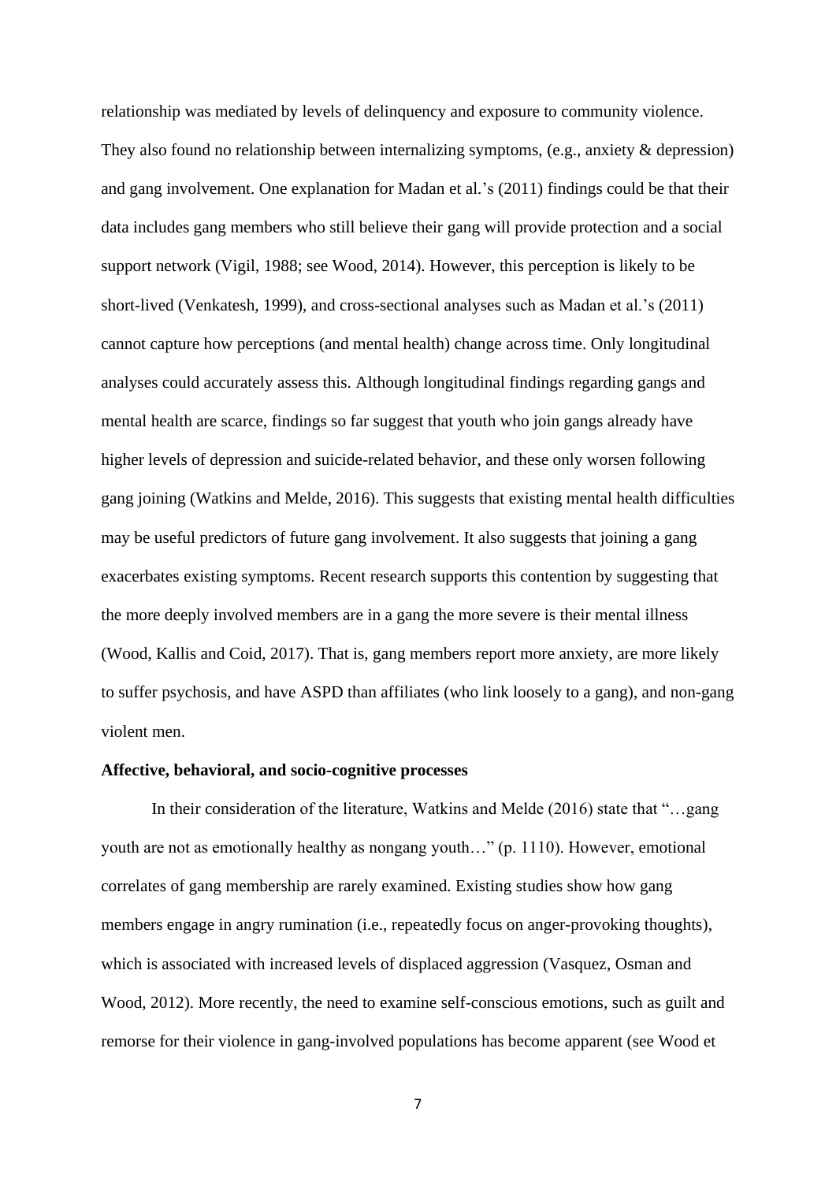relationship was mediated by levels of delinquency and exposure to community violence. They also found no relationship between internalizing symptoms, (e.g., anxiety & depression) and gang involvement. One explanation for Madan et al.'s (2011) findings could be that their data includes gang members who still believe their gang will provide protection and a social support network (Vigil, 1988; see Wood, 2014). However, this perception is likely to be short-lived (Venkatesh, 1999), and cross-sectional analyses such as Madan et al.'s (2011) cannot capture how perceptions (and mental health) change across time. Only longitudinal analyses could accurately assess this. Although longitudinal findings regarding gangs and mental health are scarce, findings so far suggest that youth who join gangs already have higher levels of depression and suicide-related behavior, and these only worsen following gang joining (Watkins and Melde, 2016). This suggests that existing mental health difficulties may be useful predictors of future gang involvement. It also suggests that joining a gang exacerbates existing symptoms. Recent research supports this contention by suggesting that the more deeply involved members are in a gang the more severe is their mental illness (Wood, Kallis and Coid, 2017). That is, gang members report more anxiety, are more likely to suffer psychosis, and have ASPD than affiliates (who link loosely to a gang), and non-gang violent men.

**Affective, behavioral, and socio-cognitive processes**

In their consideration of the literature, Watkins and Melde (2016) state that "…gang youth are not as emotionally healthy as nongang youth…" (p. 1110). However, emotional correlates of gang membership are rarely examined. Existing studies show how gang members engage in angry rumination (i.e., repeatedly focus on anger-provoking thoughts), which is associated with increased levels of displaced aggression (Vasquez, Osman and Wood, 2012). More recently, the need to examine self-conscious emotions, such as guilt and remorse for their violence in gang-involved populations has become apparent (see Wood et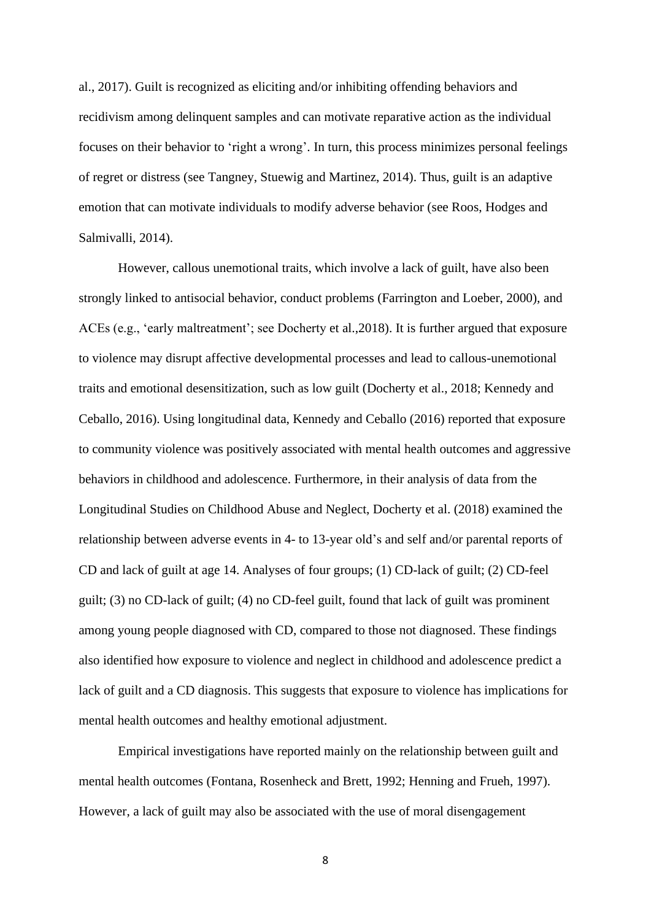al., 2017). Guilt is recognized as eliciting and/or inhibiting offending behaviors and recidivism among delinquent samples and can motivate reparative action as the individual focuses on their behavior to 'right a wrong'. In turn, this process minimizes personal feelings of regret or distress (see Tangney, Stuewig and Martinez, 2014). Thus, guilt is an adaptive emotion that can motivate individuals to modify adverse behavior (see Roos, Hodges and Salmivalli, 2014).

However, callous unemotional traits, which involve a lack of guilt, have also been strongly linked to antisocial behavior, conduct problems (Farrington and Loeber, 2000), and ACEs (e.g., 'early maltreatment'; see Docherty et al.,2018). It is further argued that exposure to violence may disrupt affective developmental processes and lead to callous-unemotional traits and emotional desensitization, such as low guilt (Docherty et al., 2018; Kennedy and Ceballo, 2016). Using longitudinal data, Kennedy and Ceballo (2016) reported that exposure to community violence was positively associated with mental health outcomes and aggressive behaviors in childhood and adolescence. Furthermore, in their analysis of data from the Longitudinal Studies on Childhood Abuse and Neglect, Docherty et al. (2018) examined the relationship between adverse events in 4- to 13-year old's and self and/or parental reports of CD and lack of guilt at age 14. Analyses of four groups; (1) CD-lack of guilt; (2) CD-feel guilt; (3) no CD-lack of guilt; (4) no CD-feel guilt, found that lack of guilt was prominent among young people diagnosed with CD, compared to those not diagnosed. These findings also identified how exposure to violence and neglect in childhood and adolescence predict a lack of guilt and a CD diagnosis. This suggests that exposure to violence has implications for mental health outcomes and healthy emotional adjustment.

Empirical investigations have reported mainly on the relationship between guilt and mental health outcomes (Fontana, Rosenheck and Brett, 1992; Henning and Frueh, 1997). However, a lack of guilt may also be associated with the use of moral disengagement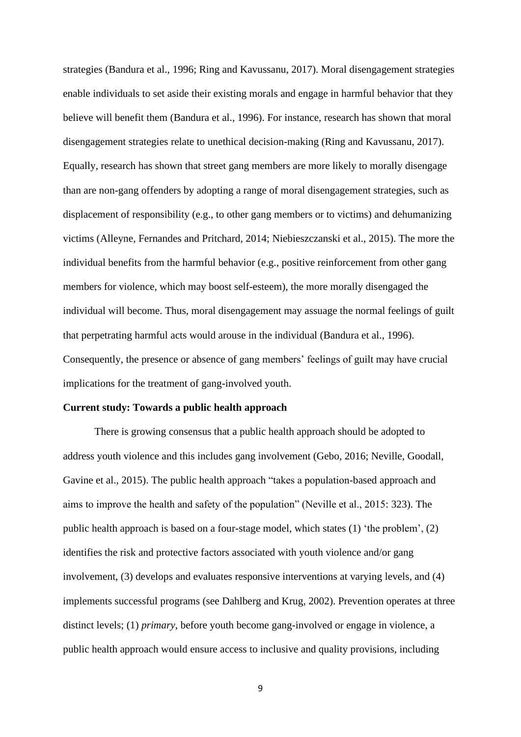strategies (Bandura et al., 1996; Ring and Kavussanu, 2017). Moral disengagement strategies enable individuals to set aside their existing morals and engage in harmful behavior that they believe will benefit them (Bandura et al., 1996). For instance, research has shown that moral disengagement strategies relate to unethical decision-making (Ring and Kavussanu, 2017). Equally, research has shown that street gang members are more likely to morally disengage than are non-gang offenders by adopting a range of moral disengagement strategies, such as displacement of responsibility (e.g., to other gang members or to victims) and dehumanizing victims (Alleyne, Fernandes and Pritchard, 2014; Niebieszczanski et al., 2015). The more the individual benefits from the harmful behavior (e.g., positive reinforcement from other gang members for violence, which may boost self-esteem), the more morally disengaged the individual will become. Thus, moral disengagement may assuage the normal feelings of guilt that perpetrating harmful acts would arouse in the individual (Bandura et al., 1996). Consequently, the presence or absence of gang members' feelings of guilt may have crucial implications for the treatment of gang-involved youth.

**Current study: Towards a public health approach**

There is growing consensus that a public health approach should be adopted to address youth violence and this includes gang involvement (Gebo, 2016; Neville, Goodall, Gavine et al., 2015). The public health approach "takes a population-based approach and aims to improve the health and safety of the population" (Neville et al., 2015: 323). The public health approach is based on a four-stage model, which states (1) 'the problem', (2) identifies the risk and protective factors associated with youth violence and/or gang involvement, (3) develops and evaluates responsive interventions at varying levels, and (4) implements successful programs (see Dahlberg and Krug, 2002). Prevention operates at three distinct levels; (1) *primary*, before youth become gang-involved or engage in violence, a public health approach would ensure access to inclusive and quality provisions, including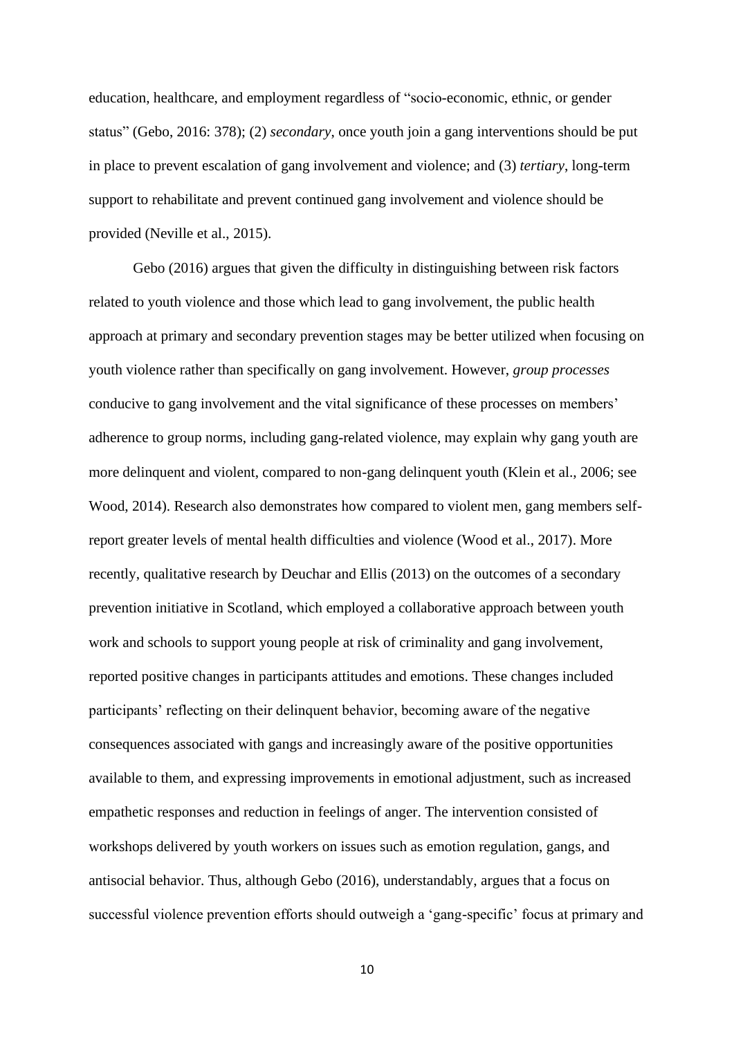education, healthcare, and employment regardless of "socio-economic, ethnic, or gender status" (Gebo, 2016: 378); (2) *secondary*, once youth join a gang interventions should be put in place to prevent escalation of gang involvement and violence; and (3) *tertiary*, long-term support to rehabilitate and prevent continued gang involvement and violence should be provided (Neville et al., 2015).

Gebo (2016) argues that given the difficulty in distinguishing between risk factors related to youth violence and those which lead to gang involvement, the public health approach at primary and secondary prevention stages may be better utilized when focusing on youth violence rather than specifically on gang involvement. However, *group processes* conducive to gang involvement and the vital significance of these processes on members' adherence to group norms, including gang-related violence, may explain why gang youth are more delinquent and violent, compared to non-gang delinquent youth (Klein et al., 2006; see Wood, 2014). Research also demonstrates how compared to violent men, gang members self-report greater levels of mental health difficulties and violence (Wood et al., 2017). More recently, qualitative research by Deuchar and Ellis (2013) on the outcomes of a secondary prevention initiative in Scotland, which employed a collaborative approach between youth work and schools to support young people at risk of criminality and gang involvement, reported positive changes in participants attitudes and emotions. These changes included participants' reflecting on their delinquent behavior, becoming aware of the negative consequences associated with gangs and increasingly aware of the positive opportunities available to them, and expressing improvements in emotional adjustment, such as increased empathetic responses and reduction in feelings of anger. The intervention consisted of workshops delivered by youth workers on issues such as emotion regulation, gangs, and antisocial behavior. Thus, although Gebo (2016), understandably, argues that a focus on successful violence prevention efforts should outweigh a 'gang-specific' focus at primary and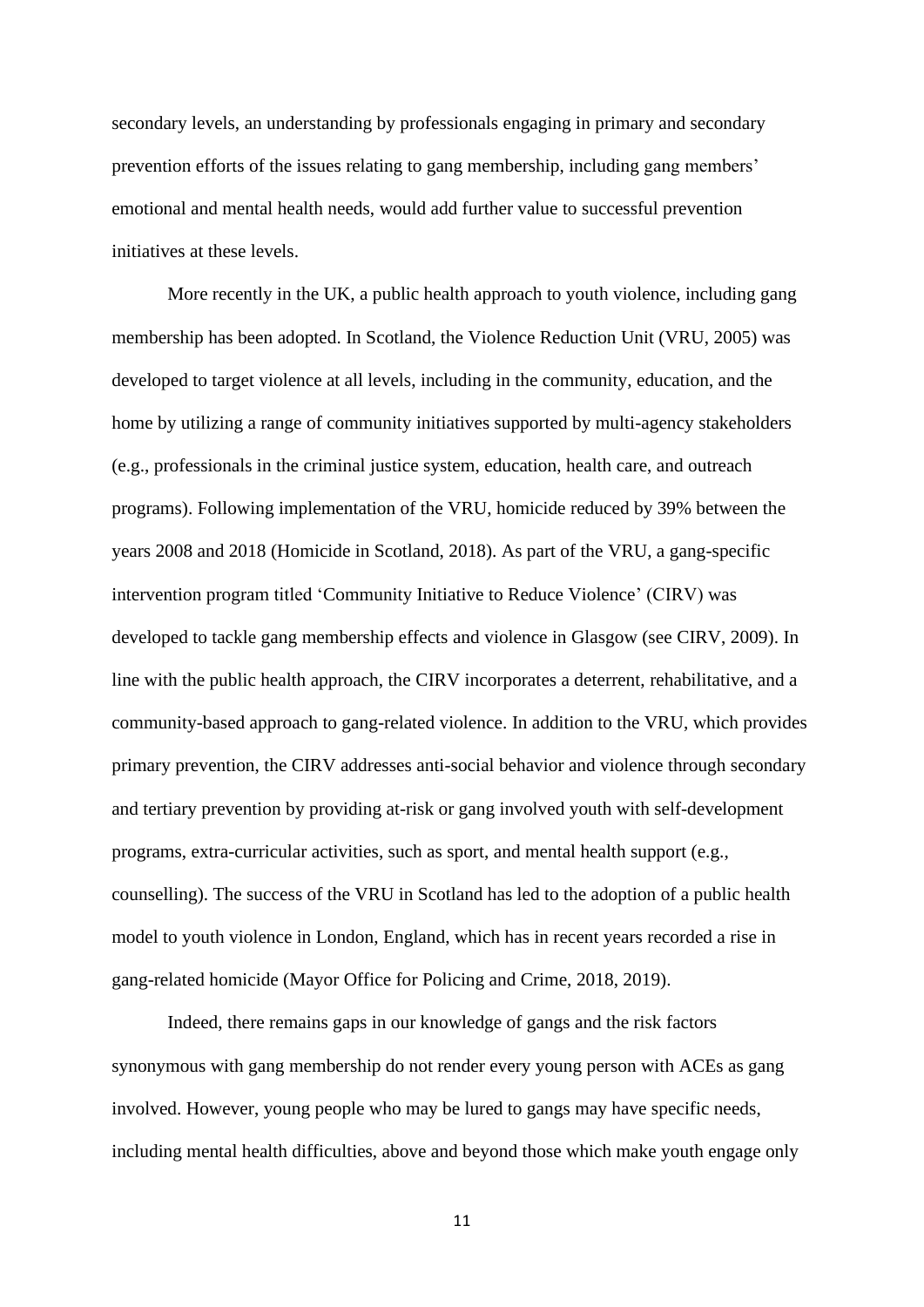secondary levels, an understanding by professionals engaging in primary and secondary prevention efforts of the issues relating to gang membership, including gang members' emotional and mental health needs, would add further value to successful prevention initiatives at these levels.

More recently in the UK, a public health approach to youth violence, including gang membership has been adopted. In Scotland, the Violence Reduction Unit (VRU, 2005) was developed to target violence at all levels, including in the community, education, and the home by utilizing a range of community initiatives supported by multi-agency stakeholders (e.g., professionals in the criminal justice system, education, health care, and outreach programs). Following implementation of the VRU, homicide reduced by 39% between the years 2008 and 2018 (Homicide in Scotland, 2018). As part of the VRU, a gang-specific intervention program titled 'Community Initiative to Reduce Violence' (CIRV) was developed to tackle gang membership effects and violence in Glasgow (see CIRV, 2009). In line with the public health approach, the CIRV incorporates a deterrent, rehabilitative, and a community-based approach to gang-related violence. In addition to the VRU, which provides primary prevention, the CIRV addresses anti-social behavior and violence through secondary and tertiary prevention by providing at-risk or gang involved youth with self-development programs, extra-curricular activities, such as sport, and mental health support (e.g., counselling). The success of the VRU in Scotland has led to the adoption of a public health model to youth violence in London, England, which has in recent years recorded a rise in gang-related homicide (Mayor Office for Policing and Crime, 2018, 2019).

Indeed, there remains gaps in our knowledge of gangs and the risk factors synonymous with gang membership do not render every young person with ACEs as gang involved. However, young people who may be lured to gangs may have specific needs, including mental health difficulties, above and beyond those which make youth engage only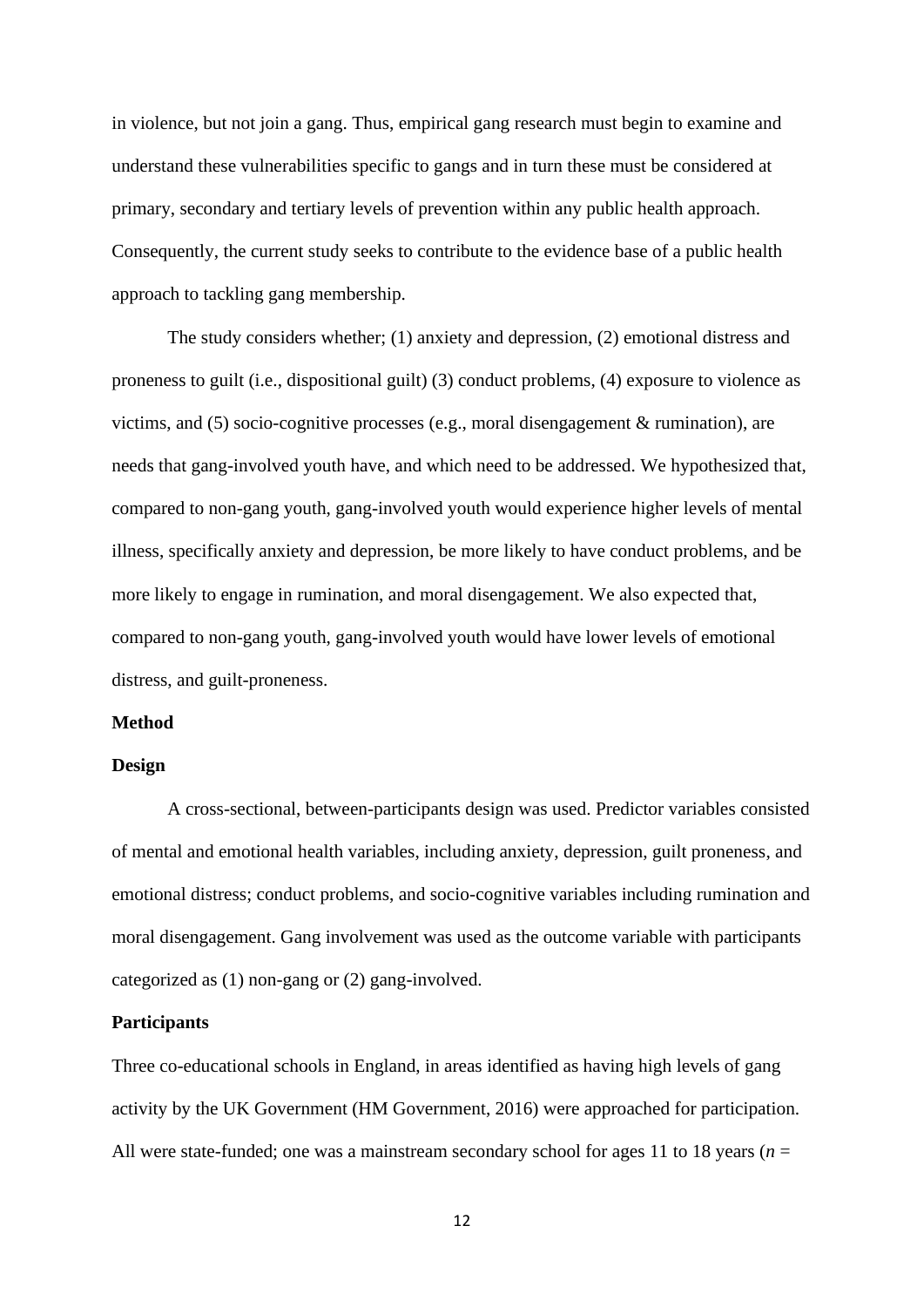in violence, but not join a gang. Thus, empirical gang research must begin to examine and understand these vulnerabilities specific to gangs and in turn these must be considered at primary, secondary and tertiary levels of prevention within any public health approach. Consequently, the current study seeks to contribute to the evidence base of a public health approach to tackling gang membership.

The study considers whether; (1) anxiety and depression, (2) emotional distress and proneness to guilt (i.e., dispositional guilt) (3) conduct problems, (4) exposure to violence as victims, and (5) socio-cognitive processes (e.g., moral disengagement & rumination), are needs that gang-involved youth have, and which need to be addressed. We hypothesized that, compared to non-gang youth, gang-involved youth would experience higher levels of mental illness, specifically anxiety and depression, be more likely to have conduct problems, and be more likely to engage in rumination, and moral disengagement. We also expected that, compared to non-gang youth, gang-involved youth would have lower levels of emotional distress, and guilt-proneness.

## Method

### Design

A cross-sectional, between-participants design was used. Predictor variables consisted of mental and emotional health variables, including anxiety, depression, guilt proneness, and emotional distress; conduct problems, and socio-cognitive variables including rumination and moral disengagement. Gang involvement was used as the outcome variable with participants categorized as (1) non-gang or (2) gang-involved.

### Participants

Three co-educational schools in England, in areas identified as having high levels of gang activity by the UK Government (HM Government, 2016) were approached for participation. All were state-funded; one was a mainstream secondary school for ages 11 to 18 years ($n$ =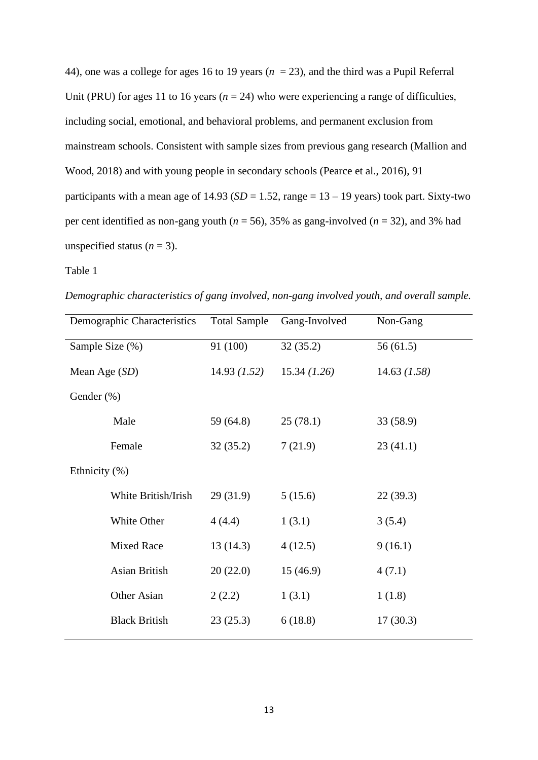44), one was a college for ages 16 to 19 years ($n$ = 23), and the third was a Pupil Referral Unit (PRU) for ages 11 to 16 years ($n$ = 24) who were experiencing a range of difficulties, including social, emotional, and behavioral problems, and permanent exclusion from mainstream schools. Consistent with sample sizes from previous gang research (Mallion and Wood, 2018) and with young people in secondary schools (Pearce et al., 2016), 91 participants with a mean age of 14.93 ($SD$ = 1.52, range = 13 – 19 years) took part. Sixty-two per cent identified as non-gang youth ($n$ = 56), 35% as gang-involved ($n$ = 32), and 3% had unspecified status ($n$ = 3).

Table 1

*Demographic characteristics of gang involved, non-gang involved youth, and overall sample.*

| Demographic Characteristics | Total Sample | Gang-Involved | Non-Gang |
|---|---|---|---|
| Sample Size (%) | 91 (100) | 32 (35.2) | 56 (61.5) |
| Mean Age (*SD*) | 14.93 *(1.52)* | 15.34 *(1.26)* | 14.63 *(1.58)* |
| Gender (%) | | | |
| Male | 59 (64.8) | 25 (78.1) | 33 (58.9) |
| Female | 32 (35.2) | 7 (21.9) | 23 (41.1) |
| Ethnicity (%) | | | |
| White British/Irish | 29 (31.9) | 5 (15.6) | 22 (39.3) |
| White Other | 4 (4.4) | 1 (3.1) | 3 (5.4) |
| Mixed Race | 13 (14.3) | 4 (12.5) | 9 (16.1) |
| Asian British | 20 (22.0) | 15 (46.9) | 4 (7.1) |
| Other Asian | 2 (2.2) | 1 (3.1) | 1 (1.8) |
| Black British | 23 (25.3) | 6 (18.8) | 17 (30.3) |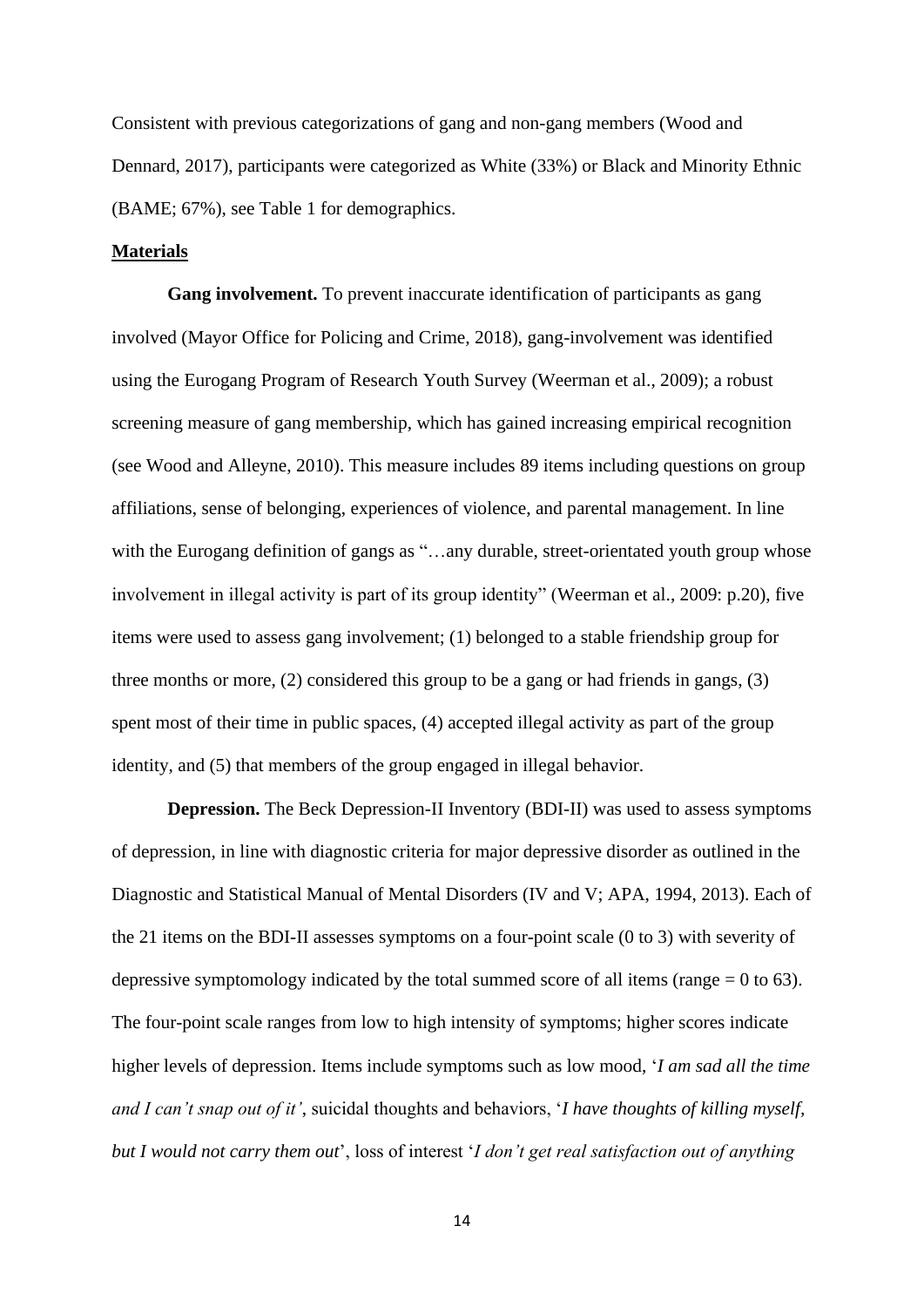Consistent with previous categorizations of gang and non-gang members (Wood and Dennard, 2017), participants were categorized as White (33%) or Black and Minority Ethnic (BAME; 67%), see Table 1 for demographics.

## Materials

**Gang involvement.** To prevent inaccurate identification of participants as gang involved (Mayor Office for Policing and Crime, 2018), gang-involvement was identified using the Eurogang Program of Research Youth Survey (Weerman et al., 2009); a robust screening measure of gang membership, which has gained increasing empirical recognition (see Wood and Alleyne, 2010). This measure includes 89 items including questions on group affiliations, sense of belonging, experiences of violence, and parental management. In line with the Eurogang definition of gangs as "…any durable, street-orientated youth group whose involvement in illegal activity is part of its group identity" (Weerman et al., 2009: p.20), five items were used to assess gang involvement; (1) belonged to a stable friendship group for three months or more, (2) considered this group to be a gang or had friends in gangs, (3) spent most of their time in public spaces, (4) accepted illegal activity as part of the group identity, and (5) that members of the group engaged in illegal behavior.

**Depression.** The Beck Depression-II Inventory (BDI-II) was used to assess symptoms of depression, in line with diagnostic criteria for major depressive disorder as outlined in the Diagnostic and Statistical Manual of Mental Disorders (IV and V; APA, 1994, 2013). Each of the 21 items on the BDI-II assesses symptoms on a four-point scale (0 to 3) with severity of depressive symptomology indicated by the total summed score of all items (range = 0 to 63). The four-point scale ranges from low to high intensity of symptoms; higher scores indicate higher levels of depression. Items include symptoms such as low mood, '*I am sad all the time and I can't snap out of it'*, suicidal thoughts and behaviors, '*I have thoughts of killing myself, but I would not carry them out*', loss of interest '*I don't get real satisfaction out of anything*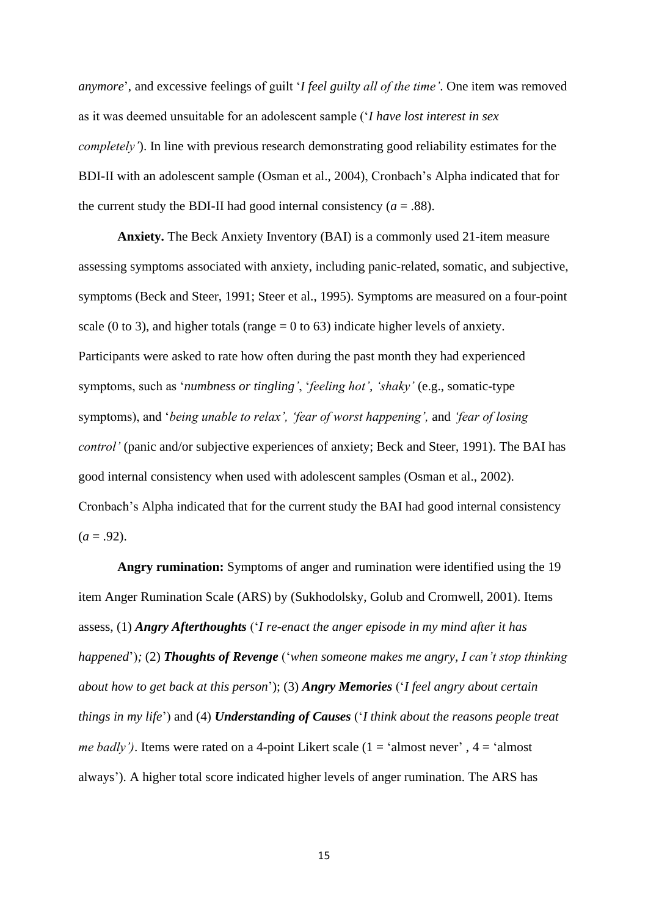*anymore*', and excessive feelings of guilt '*I feel guilty all of the time'*. One item was removed as it was deemed unsuitable for an adolescent sample ('*I have lost interest in sex completely'*). In line with previous research demonstrating good reliability estimates for the BDI-II with an adolescent sample (Osman et al., 2004), Cronbach's Alpha indicated that for the current study the BDI-II had good internal consistency (*a* = .88).

**Anxiety.** The Beck Anxiety Inventory (BAI) is a commonly used 21-item measure assessing symptoms associated with anxiety, including panic-related, somatic, and subjective, symptoms (Beck and Steer, 1991; Steer et al., 1995). Symptoms are measured on a four-point scale (0 to 3), and higher totals (range = 0 to 63) indicate higher levels of anxiety. Participants were asked to rate how often during the past month they had experienced symptoms, such as '*numbness or tingling'*, '*feeling hot', 'shaky'* (e.g., somatic-type symptoms), and '*being unable to relax', 'fear of worst happening',* and *'fear of losing control'* (panic and/or subjective experiences of anxiety; Beck and Steer, 1991). The BAI has good internal consistency when used with adolescent samples (Osman et al., 2002). Cronbach's Alpha indicated that for the current study the BAI had good internal consistency (*a* = .92).

**Angry rumination:** Symptoms of anger and rumination were identified using the 19 item Anger Rumination Scale (ARS) by (Sukhodolsky, Golub and Cromwell, 2001). Items assess, (1) ***Angry Afterthoughts*** ('*I re-enact the anger episode in my mind after it has happened*'); (2) ***Thoughts of Revenge*** ('*when someone makes me angry, I can't stop thinking about how to get back at this person*'); (3) ***Angry Memories*** ('*I feel angry about certain things in my life*') and (4) ***Understanding of Causes*** ('*I think about the reasons people treat me badly')*. Items were rated on a 4-point Likert scale (1 = 'almost never' , 4 = 'almost always'). A higher total score indicated higher levels of anger rumination. The ARS has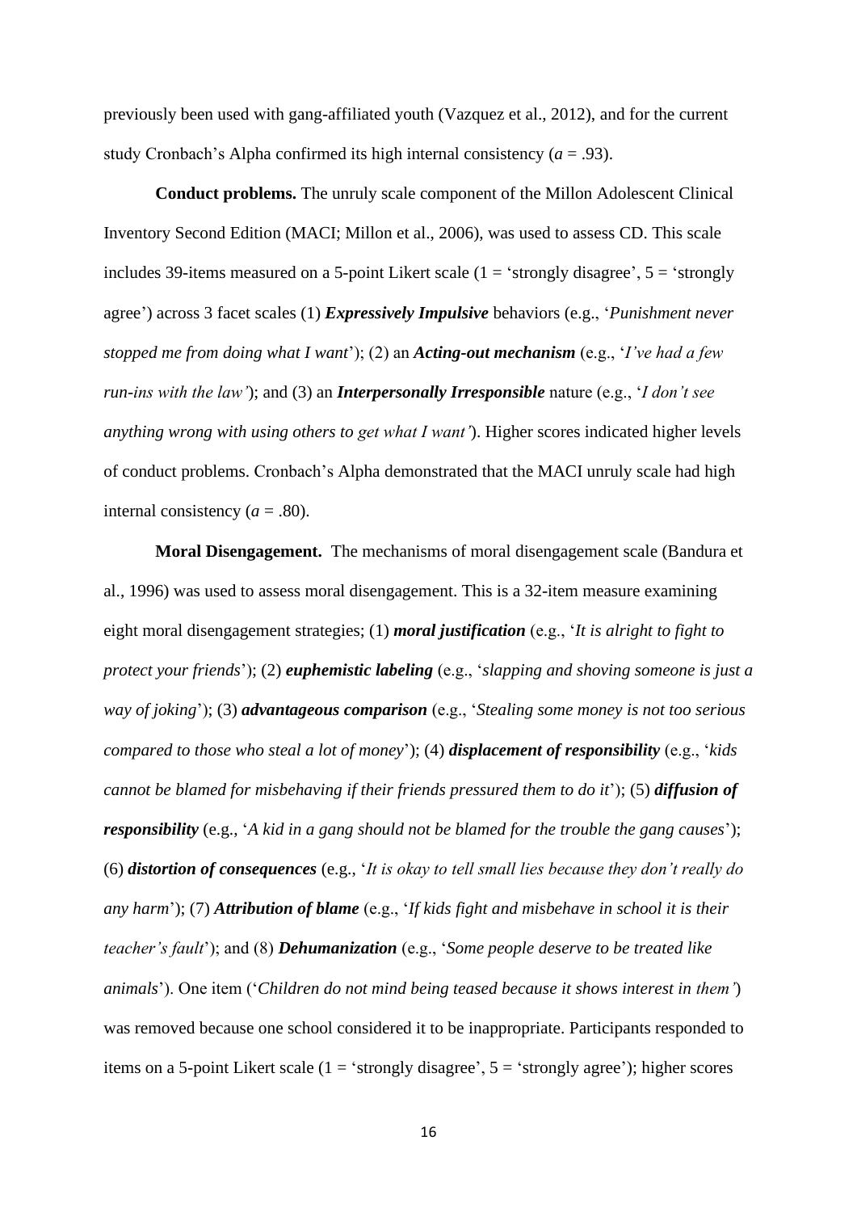previously been used with gang-affiliated youth (Vazquez et al., 2012), and for the current study Cronbach's Alpha confirmed its high internal consistency (*a* = .93).

**Conduct problems.** The unruly scale component of the Millon Adolescent Clinical Inventory Second Edition (MACI; Millon et al., 2006), was used to assess CD. This scale includes 39-items measured on a 5-point Likert scale (1 = 'strongly disagree', 5 = 'strongly agree') across 3 facet scales (1) ***Expressively Impulsive*** behaviors (e.g., '*Punishment never stopped me from doing what I want*'); (2) an ***Acting-out mechanism*** (e.g., '*I've had a few run-ins with the law'*); and (3) an ***Interpersonally Irresponsible*** nature (e.g., '*I don't see anything wrong with using others to get what I want'*). Higher scores indicated higher levels of conduct problems. Cronbach's Alpha demonstrated that the MACI unruly scale had high internal consistency (*a* = .80).

**Moral Disengagement.** The mechanisms of moral disengagement scale (Bandura et al., 1996) was used to assess moral disengagement. This is a 32-item measure examining eight moral disengagement strategies; (1) ***moral justification*** (e.g., '*It is alright to fight to protect your friends*'); (2) ***euphemistic labeling*** (e.g., '*slapping and shoving someone is just a way of joking*'); (3) ***advantageous comparison*** (e.g., '*Stealing some money is not too serious compared to those who steal a lot of money*'); (4) ***displacement of responsibility*** (e.g., '*kids cannot be blamed for misbehaving if their friends pressured them to do it*'); (5) ***diffusion of responsibility*** (e.g., '*A kid in a gang should not be blamed for the trouble the gang causes*'); (6) ***distortion of consequences*** (e.g., '*It is okay to tell small lies because they don't really do any harm*'); (7) ***Attribution of blame*** (e.g., '*If kids fight and misbehave in school it is their teacher's fault*'); and (8) ***Dehumanization*** (e.g., '*Some people deserve to be treated like animals*'). One item ('*Children do not mind being teased because it shows interest in them'*) was removed because one school considered it to be inappropriate. Participants responded to items on a 5-point Likert scale (1 = 'strongly disagree', 5 = 'strongly agree'); higher scores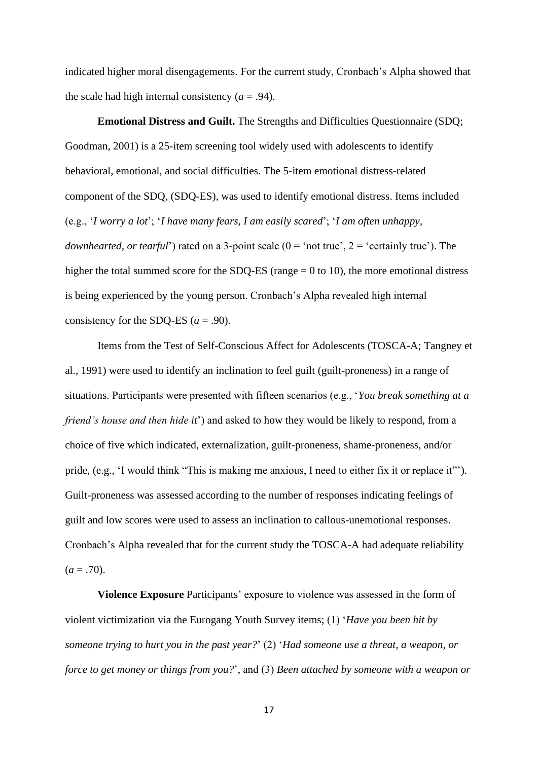indicated higher moral disengagements. For the current study, Cronbach's Alpha showed that the scale had high internal consistency (*a* = .94).

**Emotional Distress and Guilt.** The Strengths and Difficulties Questionnaire (SDQ; Goodman, 2001) is a 25-item screening tool widely used with adolescents to identify behavioral, emotional, and social difficulties. The 5-item emotional distress-related component of the SDQ, (SDQ-ES), was used to identify emotional distress. Items included (e.g., '*I worry a lot*'; '*I have many fears, I am easily scared*'; '*I am often unhappy, downhearted, or tearful*') rated on a 3-point scale (0 = 'not true', 2 = 'certainly true'). The higher the total summed score for the SDQ-ES (range = 0 to 10), the more emotional distress is being experienced by the young person. Cronbach's Alpha revealed high internal consistency for the SDQ-ES (*a* = .90).

Items from the Test of Self-Conscious Affect for Adolescents (TOSCA-A; Tangney et al., 1991) were used to identify an inclination to feel guilt (guilt-proneness) in a range of situations. Participants were presented with fifteen scenarios (e.g., '*You break something at a friend's house and then hide it*') and asked to how they would be likely to respond, from a choice of five which indicated, externalization, guilt-proneness, shame-proneness, and/or pride, (e.g., 'I would think "This is making me anxious, I need to either fix it or replace it"'). Guilt-proneness was assessed according to the number of responses indicating feelings of guilt and low scores were used to assess an inclination to callous-unemotional responses. Cronbach's Alpha revealed that for the current study the TOSCA-A had adequate reliability (*a* = .70).

**Violence Exposure** Participants' exposure to violence was assessed in the form of violent victimization via the Eurogang Youth Survey items; (1) '*Have you been hit by someone trying to hurt you in the past year?*' (2) '*Had someone use a threat, a weapon, or force to get money or things from you?*', and (3) *Been attached by someone with a weapon or*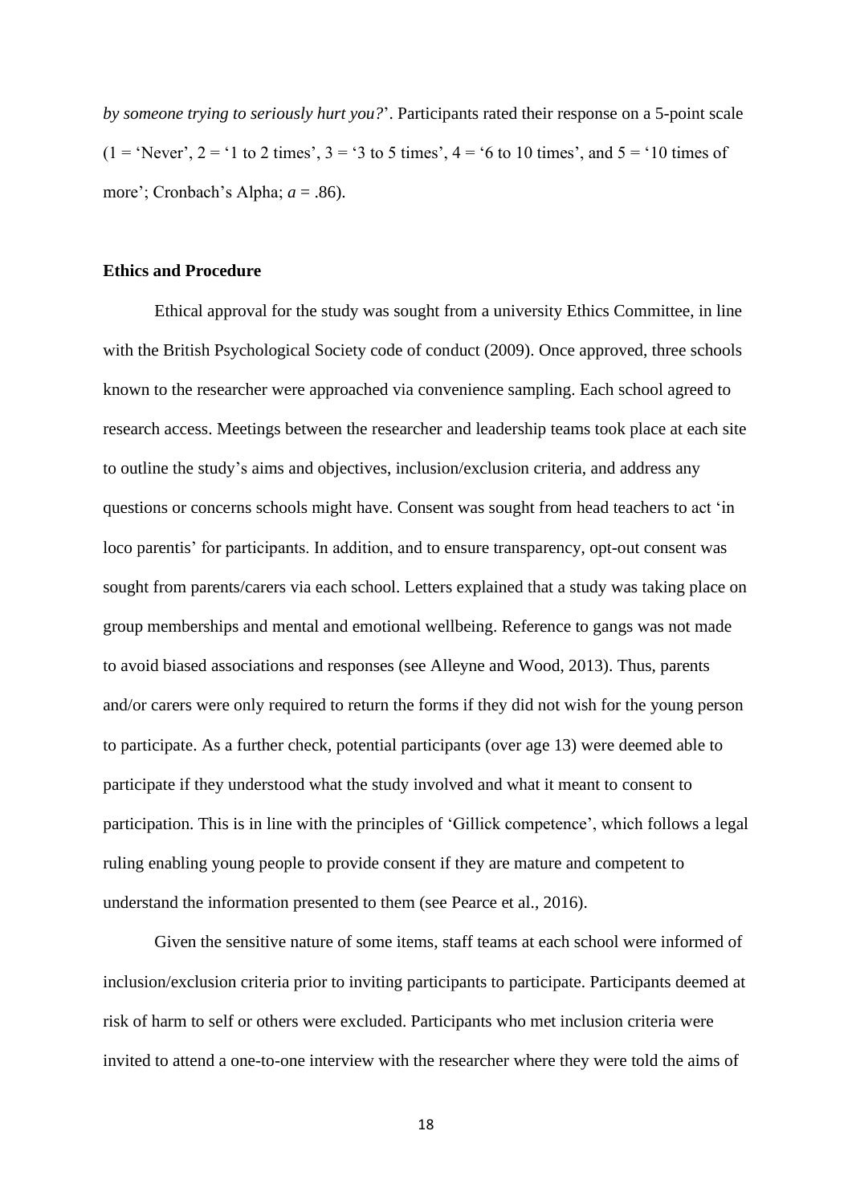*by someone trying to seriously hurt you?*'. Participants rated their response on a 5-point scale (1 = 'Never', 2 = '1 to 2 times', 3 = '3 to 5 times', 4 = '6 to 10 times', and 5 = '10 times of more'; Cronbach's Alpha; *a* = .86).

**Ethics and Procedure**

Ethical approval for the study was sought from a university Ethics Committee, in line with the British Psychological Society code of conduct (2009). Once approved, three schools known to the researcher were approached via convenience sampling. Each school agreed to research access. Meetings between the researcher and leadership teams took place at each site to outline the study's aims and objectives, inclusion/exclusion criteria, and address any questions or concerns schools might have. Consent was sought from head teachers to act 'in loco parentis' for participants. In addition, and to ensure transparency, opt-out consent was sought from parents/carers via each school. Letters explained that a study was taking place on group memberships and mental and emotional wellbeing. Reference to gangs was not made to avoid biased associations and responses (see Alleyne and Wood, 2013). Thus, parents and/or carers were only required to return the forms if they did not wish for the young person to participate. As a further check, potential participants (over age 13) were deemed able to participate if they understood what the study involved and what it meant to consent to participation. This is in line with the principles of 'Gillick competence', which follows a legal ruling enabling young people to provide consent if they are mature and competent to understand the information presented to them (see Pearce et al., 2016).

Given the sensitive nature of some items, staff teams at each school were informed of inclusion/exclusion criteria prior to inviting participants to participate. Participants deemed at risk of harm to self or others were excluded. Participants who met inclusion criteria were invited to attend a one-to-one interview with the researcher where they were told the aims of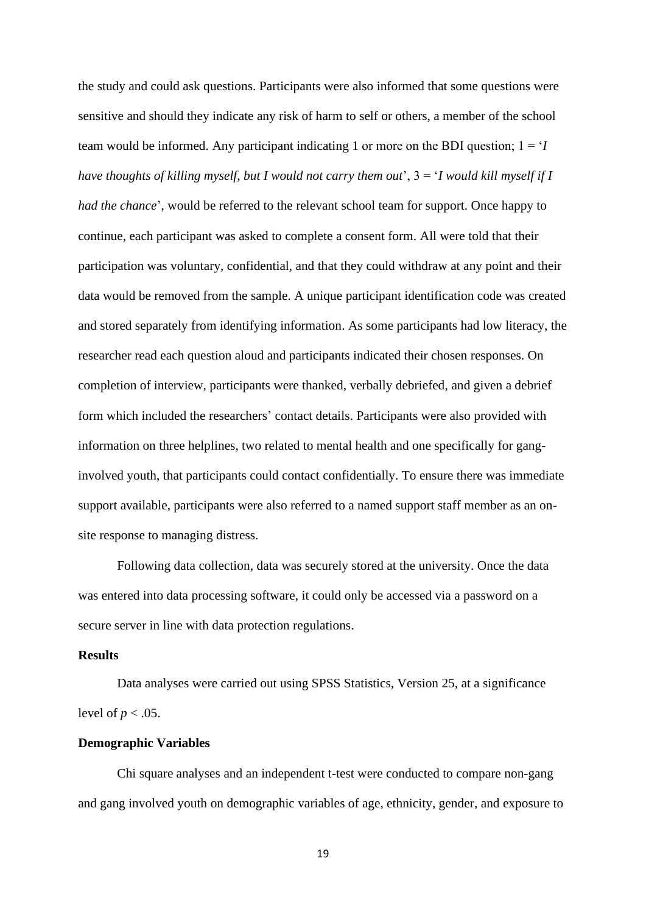the study and could ask questions. Participants were also informed that some questions were sensitive and should they indicate any risk of harm to self or others, a member of the school team would be informed. Any participant indicating 1 or more on the BDI question; 1 = '*I have thoughts of killing myself, but I would not carry them out*', 3 = '*I would kill myself if I had the chance*', would be referred to the relevant school team for support. Once happy to continue, each participant was asked to complete a consent form. All were told that their participation was voluntary, confidential, and that they could withdraw at any point and their data would be removed from the sample. A unique participant identification code was created and stored separately from identifying information. As some participants had low literacy, the researcher read each question aloud and participants indicated their chosen responses. On completion of interview, participants were thanked, verbally debriefed, and given a debrief form which included the researchers' contact details. Participants were also provided with information on three helplines, two related to mental health and one specifically for gang-involved youth, that participants could contact confidentially. To ensure there was immediate support available, participants were also referred to a named support staff member as an on-site response to managing distress.

Following data collection, data was securely stored at the university. Once the data was entered into data processing software, it could only be accessed via a password on a secure server in line with data protection regulations.

## Results

Data analyses were carried out using SPSS Statistics, Version 25, at a significance level of $p < .05$.

## Demographic Variables

Chi square analyses and an independent t-test were conducted to compare non-gang and gang involved youth on demographic variables of age, ethnicity, gender, and exposure to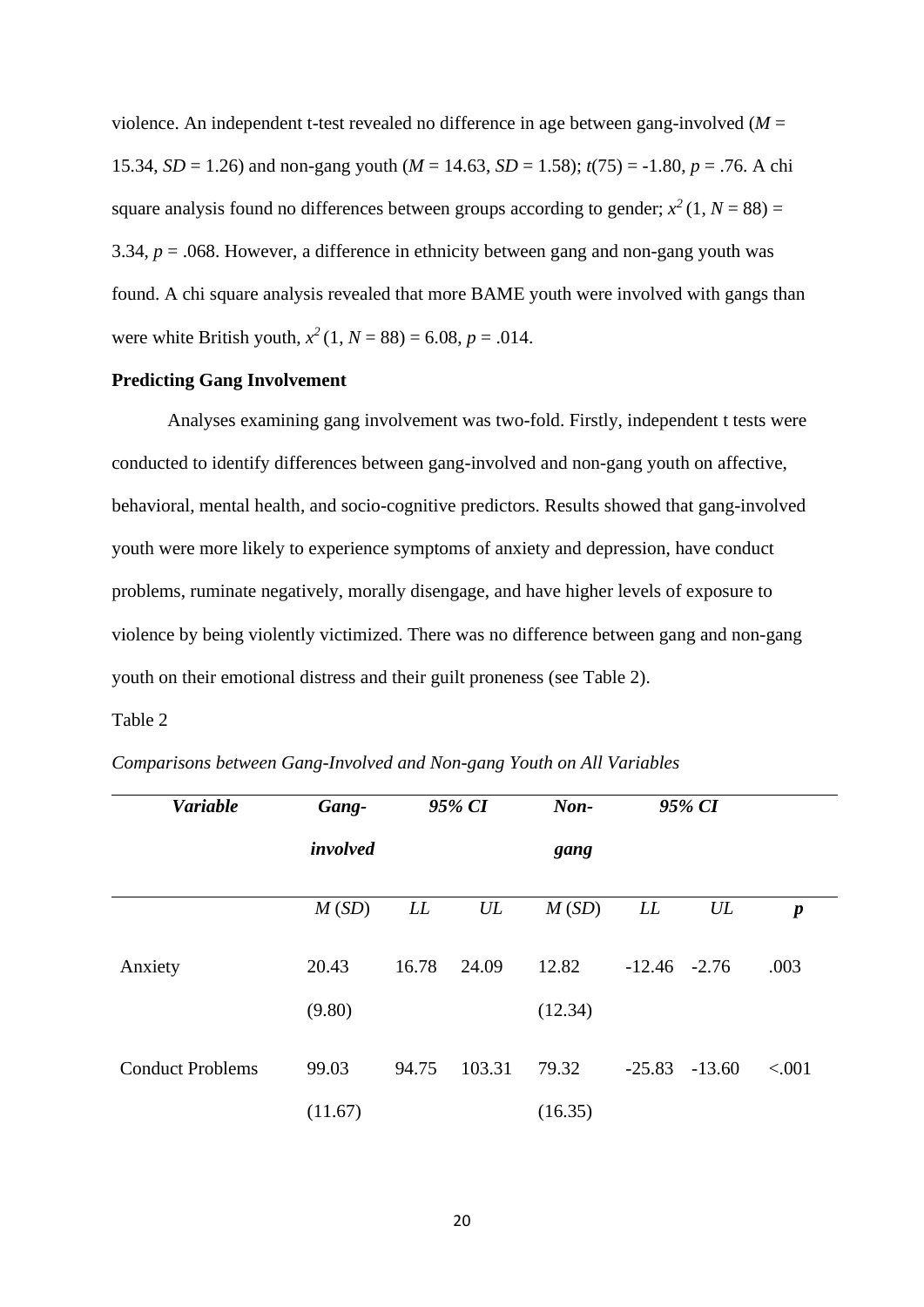violence. An independent t-test revealed no difference in age between gang-involved (*M* = 15.34, *SD* = 1.26) and non-gang youth (*M* = 14.63, *SD* = 1.58); $t(75) = -1.80$, $p = .76$. A chi square analysis found no differences between groups according to gender; $x^2$ (1, $N = 88$) = 3.34, $p = .068$. However, a difference in ethnicity between gang and non-gang youth was found. A chi square analysis revealed that more BAME youth were involved with gangs than were white British youth, $x^2$ (1, $N = 88$) = 6.08, $p = .014$.

**Predicting Gang Involvement**

Analyses examining gang involvement was two-fold. Firstly, independent t tests were conducted to identify differences between gang-involved and non-gang youth on affective, behavioral, mental health, and socio-cognitive predictors. Results showed that gang-involved youth were more likely to experience symptoms of anxiety and depression, have conduct problems, ruminate negatively, morally disengage, and have higher levels of exposure to violence by being violently victimized. There was no difference between gang and non-gang youth on their emotional distress and their guilt proneness (see Table 2).

Table 2

*Comparisons between Gang-Involved and Non-gang Youth on All Variables*

| ***Variable*** | ***Gang-involved*** | ***95% CI*** | | ***Non-gang*** | ***95% CI*** | | |
|---|---|---|---|---|---|---|---|
| | *M* (*SD*) | *LL* | *UL* | *M* (*SD*) | *LL* | *UL* | ***p*** |
| Anxiety | 20.43 (9.80) | 16.78 | 24.09 | 12.82 (12.34) | -12.46 | -2.76 | .003 |
| Conduct Problems | 99.03 (11.67) | 94.75 | 103.31 | 79.32 (16.35) | -25.83 | -13.60 | <.001 |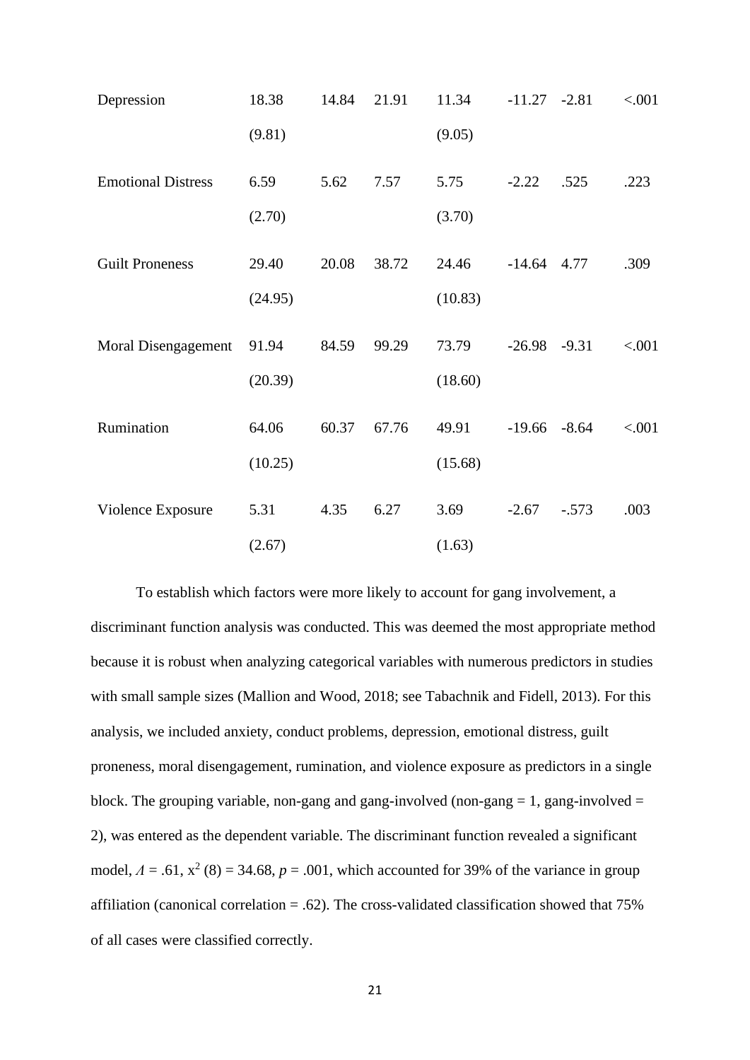| | | | | | | | |
|---|---|---|---|---|---|---|---|
| Depression | 18.38 (9.81) | 14.84 | 21.91 | 11.34 (9.05) | -11.27 | -2.81 | <.001 |
| Emotional Distress | 6.59 (2.70) | 5.62 | 7.57 | 5.75 (3.70) | -2.22 | .525 | .223 |
| Guilt Proneness | 29.40 (24.95) | 20.08 | 38.72 | 24.46 (10.83) | -14.64 | 4.77 | .309 |
| Moral Disengagement | 91.94 (20.39) | 84.59 | 99.29 | 73.79 (18.60) | -26.98 | -9.31 | <.001 |
| Rumination | 64.06 (10.25) | 60.37 | 67.76 | 49.91 (15.68) | -19.66 | -8.64 | <.001 |
| Violence Exposure | 5.31 (2.67) | 4.35 | 6.27 | 3.69 (1.63) | -2.67 | -.573 | .003 |

To establish which factors were more likely to account for gang involvement, a discriminant function analysis was conducted. This was deemed the most appropriate method because it is robust when analyzing categorical variables with numerous predictors in studies with small sample sizes (Mallion and Wood, 2018; see Tabachnik and Fidell, 2013). For this analysis, we included anxiety, conduct problems, depression, emotional distress, guilt proneness, moral disengagement, rumination, and violence exposure as predictors in a single block. The grouping variable, non-gang and gang-involved (non-gang = 1, gang-involved = 2), was entered as the dependent variable. The discriminant function revealed a significant model, $\Lambda = .61$, $x^2 (8) = 34.68$, $p = .001$, which accounted for 39% of the variance in group affiliation (canonical correlation = .62). The cross-validated classification showed that 75% of all cases were classified correctly.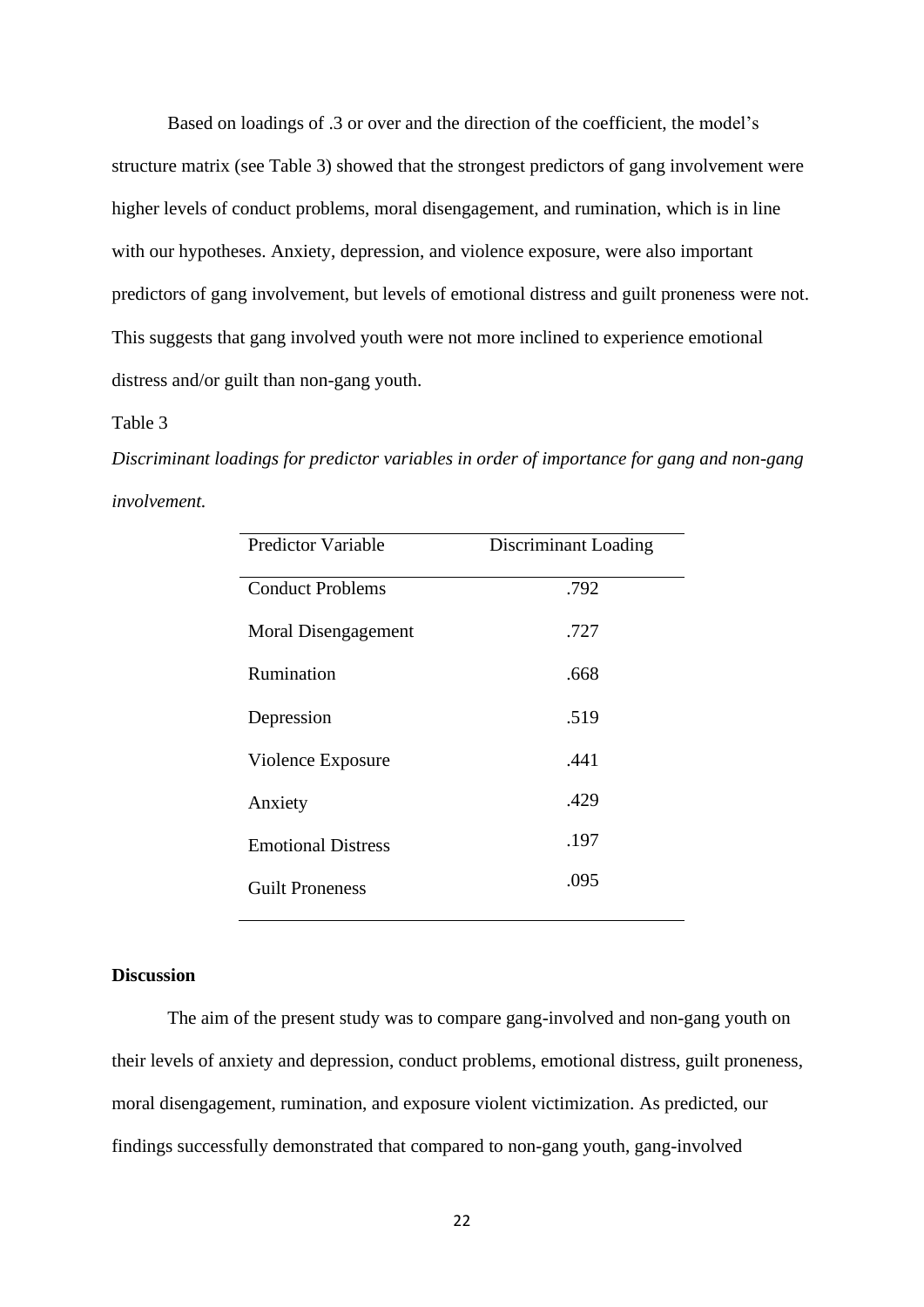Based on loadings of .3 or over and the direction of the coefficient, the model's structure matrix (see Table 3) showed that the strongest predictors of gang involvement were higher levels of conduct problems, moral disengagement, and rumination, which is in line with our hypotheses. Anxiety, depression, and violence exposure, were also important predictors of gang involvement, but levels of emotional distress and guilt proneness were not. This suggests that gang involved youth were not more inclined to experience emotional distress and/or guilt than non-gang youth.

Table 3

*Discriminant loadings for predictor variables in order of importance for gang and non-gang involvement.*

| Predictor Variable | Discriminant Loading |
|---|---|
| Conduct Problems | .792 |
| Moral Disengagement | .727 |
| Rumination | .668 |
| Depression | .519 |
| Violence Exposure | .441 |
| Anxiety | .429 |
| Emotional Distress | .197 |
| Guilt Proneness | .095 |

## Discussion

The aim of the present study was to compare gang-involved and non-gang youth on their levels of anxiety and depression, conduct problems, emotional distress, guilt proneness, moral disengagement, rumination, and exposure violent victimization. As predicted, our findings successfully demonstrated that compared to non-gang youth, gang-involved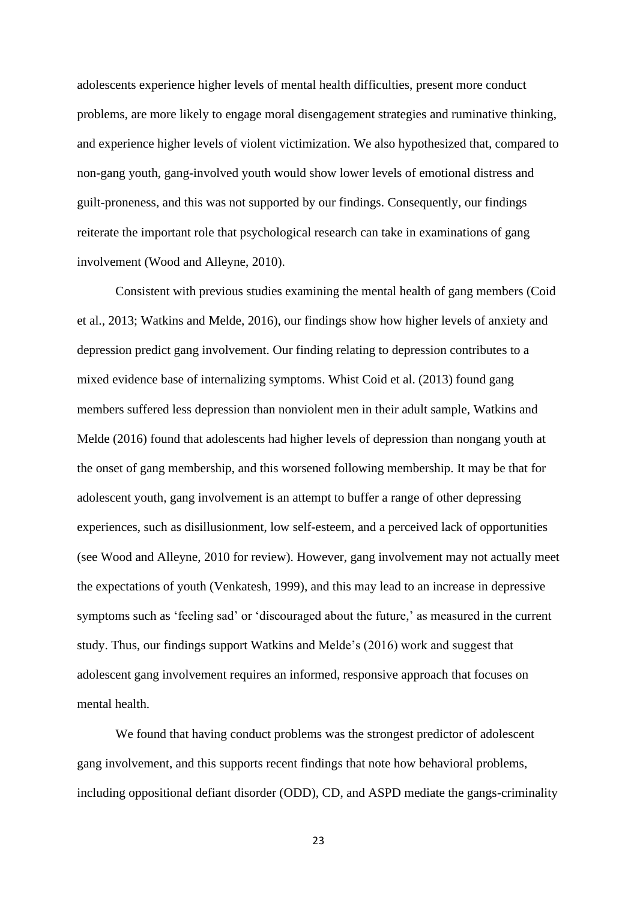adolescents experience higher levels of mental health difficulties, present more conduct problems, are more likely to engage moral disengagement strategies and ruminative thinking, and experience higher levels of violent victimization. We also hypothesized that, compared to non-gang youth, gang-involved youth would show lower levels of emotional distress and guilt-proneness, and this was not supported by our findings. Consequently, our findings reiterate the important role that psychological research can take in examinations of gang involvement (Wood and Alleyne, 2010).

Consistent with previous studies examining the mental health of gang members (Coid et al., 2013; Watkins and Melde, 2016), our findings show how higher levels of anxiety and depression predict gang involvement. Our finding relating to depression contributes to a mixed evidence base of internalizing symptoms. Whist Coid et al. (2013) found gang members suffered less depression than nonviolent men in their adult sample, Watkins and Melde (2016) found that adolescents had higher levels of depression than nongang youth at the onset of gang membership, and this worsened following membership. It may be that for adolescent youth, gang involvement is an attempt to buffer a range of other depressing experiences, such as disillusionment, low self-esteem, and a perceived lack of opportunities (see Wood and Alleyne, 2010 for review). However, gang involvement may not actually meet the expectations of youth (Venkatesh, 1999), and this may lead to an increase in depressive symptoms such as 'feeling sad' or 'discouraged about the future,' as measured in the current study. Thus, our findings support Watkins and Melde's (2016) work and suggest that adolescent gang involvement requires an informed, responsive approach that focuses on mental health.

We found that having conduct problems was the strongest predictor of adolescent gang involvement, and this supports recent findings that note how behavioral problems, including oppositional defiant disorder (ODD), CD, and ASPD mediate the gangs-criminality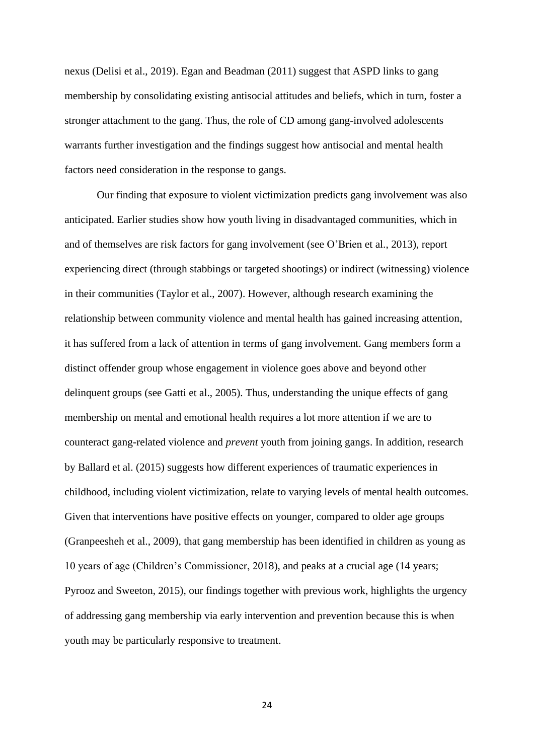nexus (Delisi et al., 2019). Egan and Beadman (2011) suggest that ASPD links to gang membership by consolidating existing antisocial attitudes and beliefs, which in turn, foster a stronger attachment to the gang. Thus, the role of CD among gang-involved adolescents warrants further investigation and the findings suggest how antisocial and mental health factors need consideration in the response to gangs.

Our finding that exposure to violent victimization predicts gang involvement was also anticipated. Earlier studies show how youth living in disadvantaged communities, which in and of themselves are risk factors for gang involvement (see O'Brien et al., 2013), report experiencing direct (through stabbings or targeted shootings) or indirect (witnessing) violence in their communities (Taylor et al., 2007). However, although research examining the relationship between community violence and mental health has gained increasing attention, it has suffered from a lack of attention in terms of gang involvement. Gang members form a distinct offender group whose engagement in violence goes above and beyond other delinquent groups (see Gatti et al., 2005). Thus, understanding the unique effects of gang membership on mental and emotional health requires a lot more attention if we are to counteract gang-related violence and *prevent* youth from joining gangs. In addition, research by Ballard et al. (2015) suggests how different experiences of traumatic experiences in childhood, including violent victimization, relate to varying levels of mental health outcomes. Given that interventions have positive effects on younger, compared to older age groups (Granpeesheh et al., 2009), that gang membership has been identified in children as young as 10 years of age (Children's Commissioner, 2018), and peaks at a crucial age (14 years; Pyrooz and Sweeton, 2015), our findings together with previous work, highlights the urgency of addressing gang membership via early intervention and prevention because this is when youth may be particularly responsive to treatment.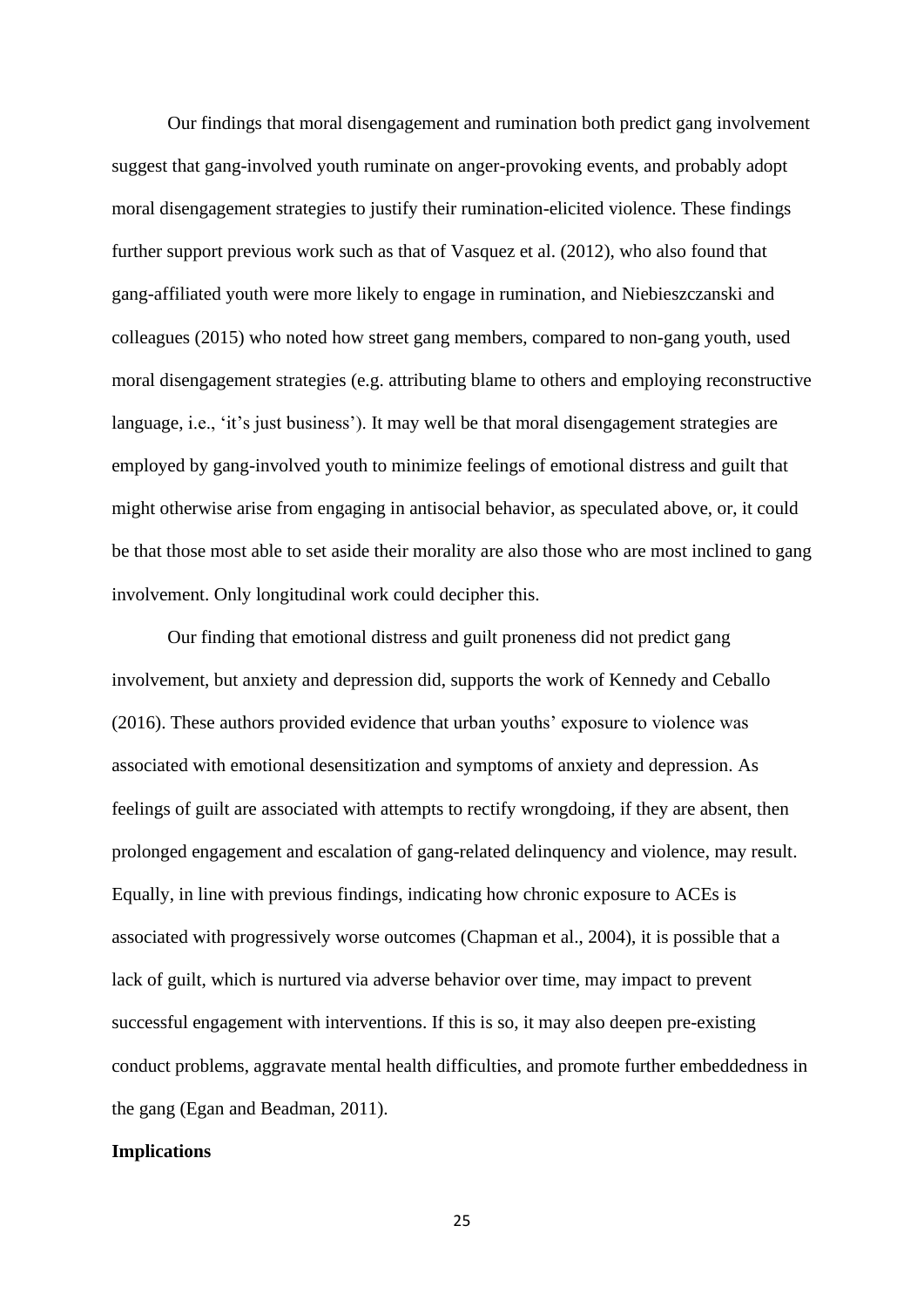Our findings that moral disengagement and rumination both predict gang involvement suggest that gang-involved youth ruminate on anger-provoking events, and probably adopt moral disengagement strategies to justify their rumination-elicited violence. These findings further support previous work such as that of Vasquez et al. (2012), who also found that gang-affiliated youth were more likely to engage in rumination, and Niebieszczanski and colleagues (2015) who noted how street gang members, compared to non-gang youth, used moral disengagement strategies (e.g. attributing blame to others and employing reconstructive language, i.e., 'it's just business'). It may well be that moral disengagement strategies are employed by gang-involved youth to minimize feelings of emotional distress and guilt that might otherwise arise from engaging in antisocial behavior, as speculated above, or, it could be that those most able to set aside their morality are also those who are most inclined to gang involvement. Only longitudinal work could decipher this.

Our finding that emotional distress and guilt proneness did not predict gang involvement, but anxiety and depression did, supports the work of Kennedy and Ceballo (2016). These authors provided evidence that urban youths' exposure to violence was associated with emotional desensitization and symptoms of anxiety and depression. As feelings of guilt are associated with attempts to rectify wrongdoing, if they are absent, then prolonged engagement and escalation of gang-related delinquency and violence, may result. Equally, in line with previous findings, indicating how chronic exposure to ACEs is associated with progressively worse outcomes (Chapman et al., 2004), it is possible that a lack of guilt, which is nurtured via adverse behavior over time, may impact to prevent successful engagement with interventions. If this is so, it may also deepen pre-existing conduct problems, aggravate mental health difficulties, and promote further embeddedness in the gang (Egan and Beadman, 2011).

**Implications**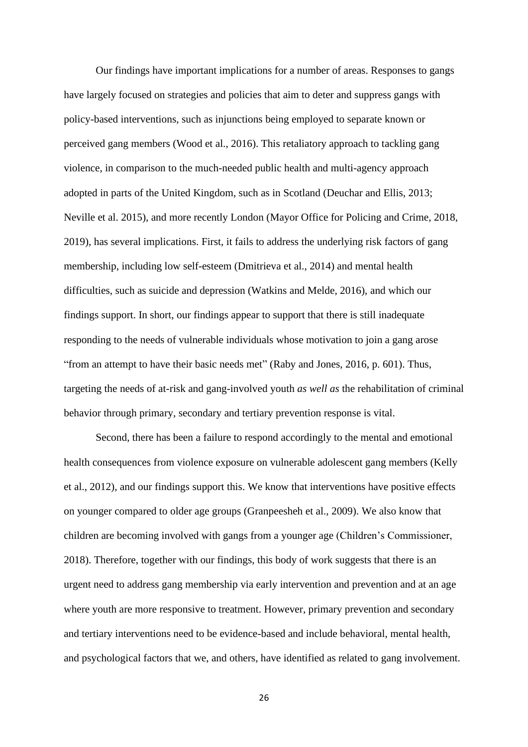Our findings have important implications for a number of areas. Responses to gangs have largely focused on strategies and policies that aim to deter and suppress gangs with policy-based interventions, such as injunctions being employed to separate known or perceived gang members (Wood et al., 2016). This retaliatory approach to tackling gang violence, in comparison to the much-needed public health and multi-agency approach adopted in parts of the United Kingdom, such as in Scotland (Deuchar and Ellis, 2013; Neville et al. 2015), and more recently London (Mayor Office for Policing and Crime, 2018, 2019), has several implications. First, it fails to address the underlying risk factors of gang membership, including low self-esteem (Dmitrieva et al., 2014) and mental health difficulties, such as suicide and depression (Watkins and Melde, 2016), and which our findings support. In short, our findings appear to support that there is still inadequate responding to the needs of vulnerable individuals whose motivation to join a gang arose "from an attempt to have their basic needs met" (Raby and Jones, 2016, p. 601). Thus, targeting the needs of at-risk and gang-involved youth *as well as* the rehabilitation of criminal behavior through primary, secondary and tertiary prevention response is vital.

Second, there has been a failure to respond accordingly to the mental and emotional health consequences from violence exposure on vulnerable adolescent gang members (Kelly et al., 2012), and our findings support this. We know that interventions have positive effects on younger compared to older age groups (Granpeesheh et al., 2009). We also know that children are becoming involved with gangs from a younger age (Children's Commissioner, 2018). Therefore, together with our findings, this body of work suggests that there is an urgent need to address gang membership via early intervention and prevention and at an age where youth are more responsive to treatment. However, primary prevention and secondary and tertiary interventions need to be evidence-based and include behavioral, mental health, and psychological factors that we, and others, have identified as related to gang involvement.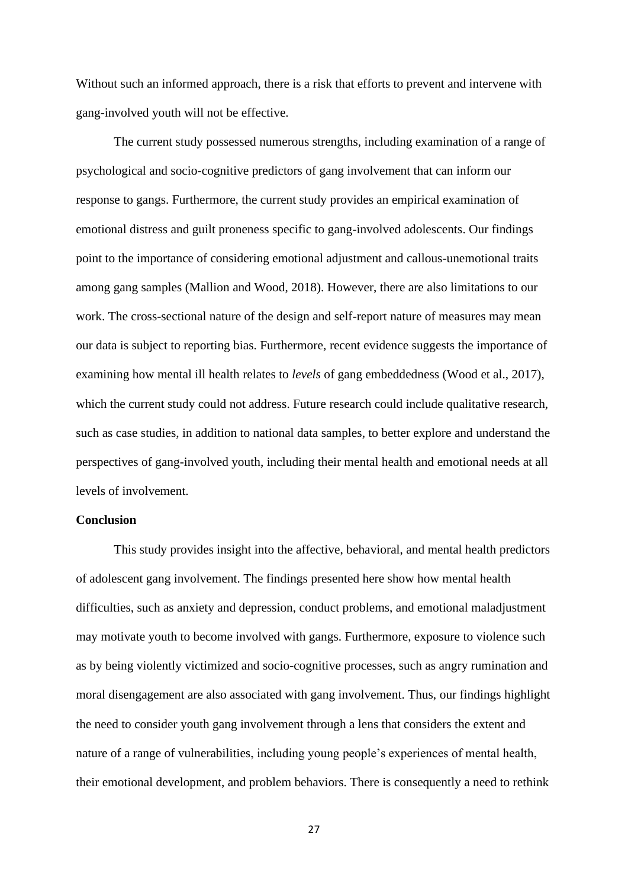Without such an informed approach, there is a risk that efforts to prevent and intervene with gang-involved youth will not be effective.

The current study possessed numerous strengths, including examination of a range of psychological and socio-cognitive predictors of gang involvement that can inform our response to gangs. Furthermore, the current study provides an empirical examination of emotional distress and guilt proneness specific to gang-involved adolescents. Our findings point to the importance of considering emotional adjustment and callous-unemotional traits among gang samples (Mallion and Wood, 2018). However, there are also limitations to our work. The cross-sectional nature of the design and self-report nature of measures may mean our data is subject to reporting bias. Furthermore, recent evidence suggests the importance of examining how mental ill health relates to *levels* of gang embeddedness (Wood et al., 2017), which the current study could not address. Future research could include qualitative research, such as case studies, in addition to national data samples, to better explore and understand the perspectives of gang-involved youth, including their mental health and emotional needs at all levels of involvement.

**Conclusion**

This study provides insight into the affective, behavioral, and mental health predictors of adolescent gang involvement. The findings presented here show how mental health difficulties, such as anxiety and depression, conduct problems, and emotional maladjustment may motivate youth to become involved with gangs. Furthermore, exposure to violence such as by being violently victimized and socio-cognitive processes, such as angry rumination and moral disengagement are also associated with gang involvement. Thus, our findings highlight the need to consider youth gang involvement through a lens that considers the extent and nature of a range of vulnerabilities, including young people's experiences of mental health, their emotional development, and problem behaviors. There is consequently a need to rethink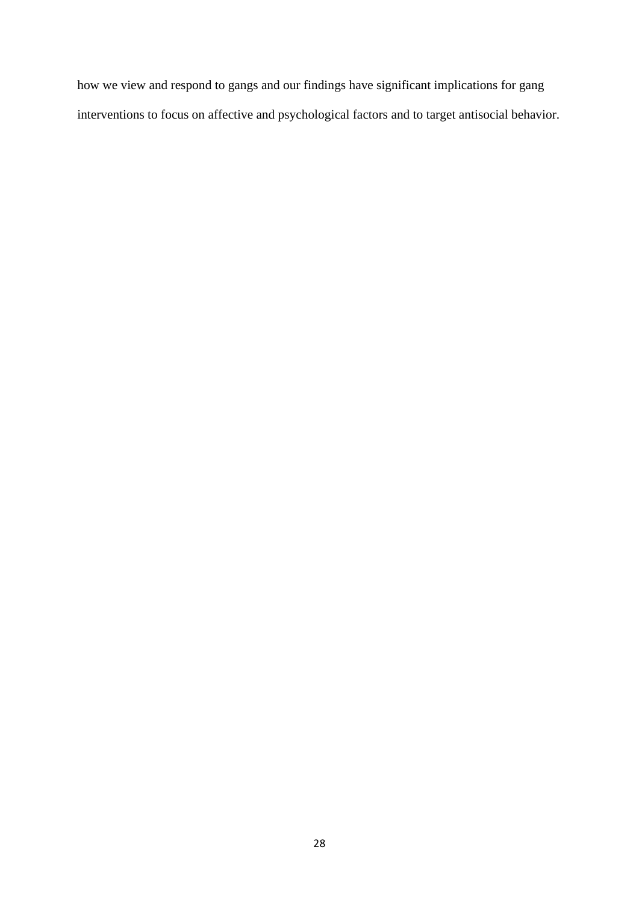how we view and respond to gangs and our findings have significant implications for gang interventions to focus on affective and psychological factors and to target antisocial behavior.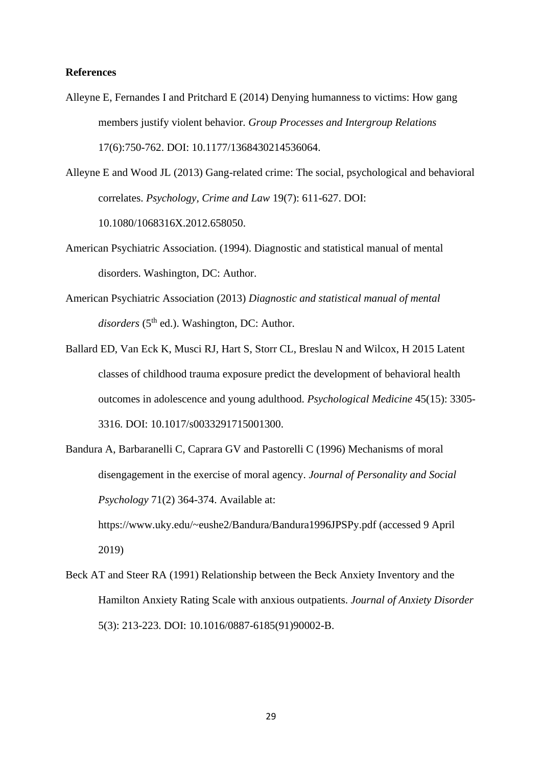**References**

Alleyne E, Fernandes I and Pritchard E (2014) Denying humanness to victims: How gang members justify violent behavior. *Group Processes and Intergroup Relations* 17(6):750-762. DOI: 10.1177/1368430214536064.

Alleyne E and Wood JL (2013) Gang-related crime: The social, psychological and behavioral correlates. *Psychology, Crime and Law* 19(7): 611-627. DOI: 10.1080/1068316X.2012.658050.

American Psychiatric Association. (1994). Diagnostic and statistical manual of mental disorders. Washington, DC: Author.

American Psychiatric Association (2013) *Diagnostic and statistical manual of mental disorders* (5th ed.). Washington, DC: Author.

Ballard ED, Van Eck K, Musci RJ, Hart S, Storr CL, Breslau N and Wilcox, H 2015 Latent classes of childhood trauma exposure predict the development of behavioral health outcomes in adolescence and young adulthood. *Psychological Medicine* 45(15): 3305-3316. DOI: 10.1017/s0033291715001300.

Bandura A, Barbaranelli C, Caprara GV and Pastorelli C (1996) Mechanisms of moral disengagement in the exercise of moral agency. *Journal of Personality and Social Psychology* 71(2) 364-374. Available at: https://www.uky.edu/~eushe2/Bandura/Bandura1996JPSPy.pdf (accessed 9 April 2019)

Beck AT and Steer RA (1991) Relationship between the Beck Anxiety Inventory and the Hamilton Anxiety Rating Scale with anxious outpatients. *Journal of Anxiety Disorder* 5(3): 213-223. DOI: 10.1016/0887-6185(91)90002-B.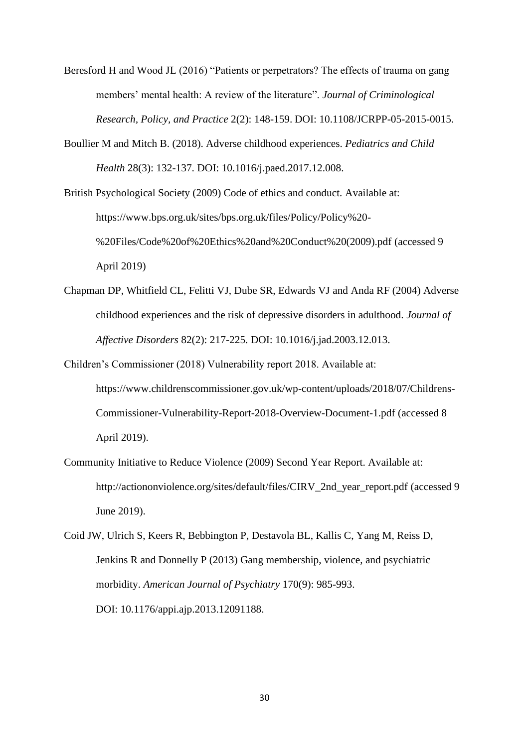Beresford H and Wood JL (2016) “Patients or perpetrators? The effects of trauma on gang members’ mental health: A review of the literature”. *Journal of Criminological Research, Policy, and Practice* 2(2): 148-159. DOI: 10.1108/JCRPP-05-2015-0015.

Boullier M and Mitch B. (2018). Adverse childhood experiences. *Pediatrics and Child Health* 28(3): 132-137. DOI: 10.1016/j.paed.2017.12.008.

British Psychological Society (2009) Code of ethics and conduct. Available at: https://www.bps.org.uk/sites/bps.org.uk/files/Policy/Policy%20-%20Files/Code%20of%20Ethics%20and%20Conduct%20(2009).pdf (accessed 9 April 2019)

Chapman DP, Whitfield CL, Felitti VJ, Dube SR, Edwards VJ and Anda RF (2004) Adverse childhood experiences and the risk of depressive disorders in adulthood. *Journal of Affective Disorders* 82(2): 217-225. DOI: 10.1016/j.jad.2003.12.013.

Children’s Commissioner (2018) Vulnerability report 2018. Available at: https://www.childrenscommissioner.gov.uk/wp-content/uploads/2018/07/Childrens-Commissioner-Vulnerability-Report-2018-Overview-Document-1.pdf (accessed 8 April 2019).

Community Initiative to Reduce Violence (2009) Second Year Report. Available at: http://actiononviolence.org/sites/default/files/CIRV_2nd_year_report.pdf (accessed 9 June 2019).

Coid JW, Ulrich S, Keers R, Bebbington P, Destavola BL, Kallis C, Yang M, Reiss D, Jenkins R and Donnelly P (2013) Gang membership, violence, and psychiatric morbidity. *American Journal of Psychiatry* 170(9): 985-993. DOI: 10.1176/appi.ajp.2013.12091188.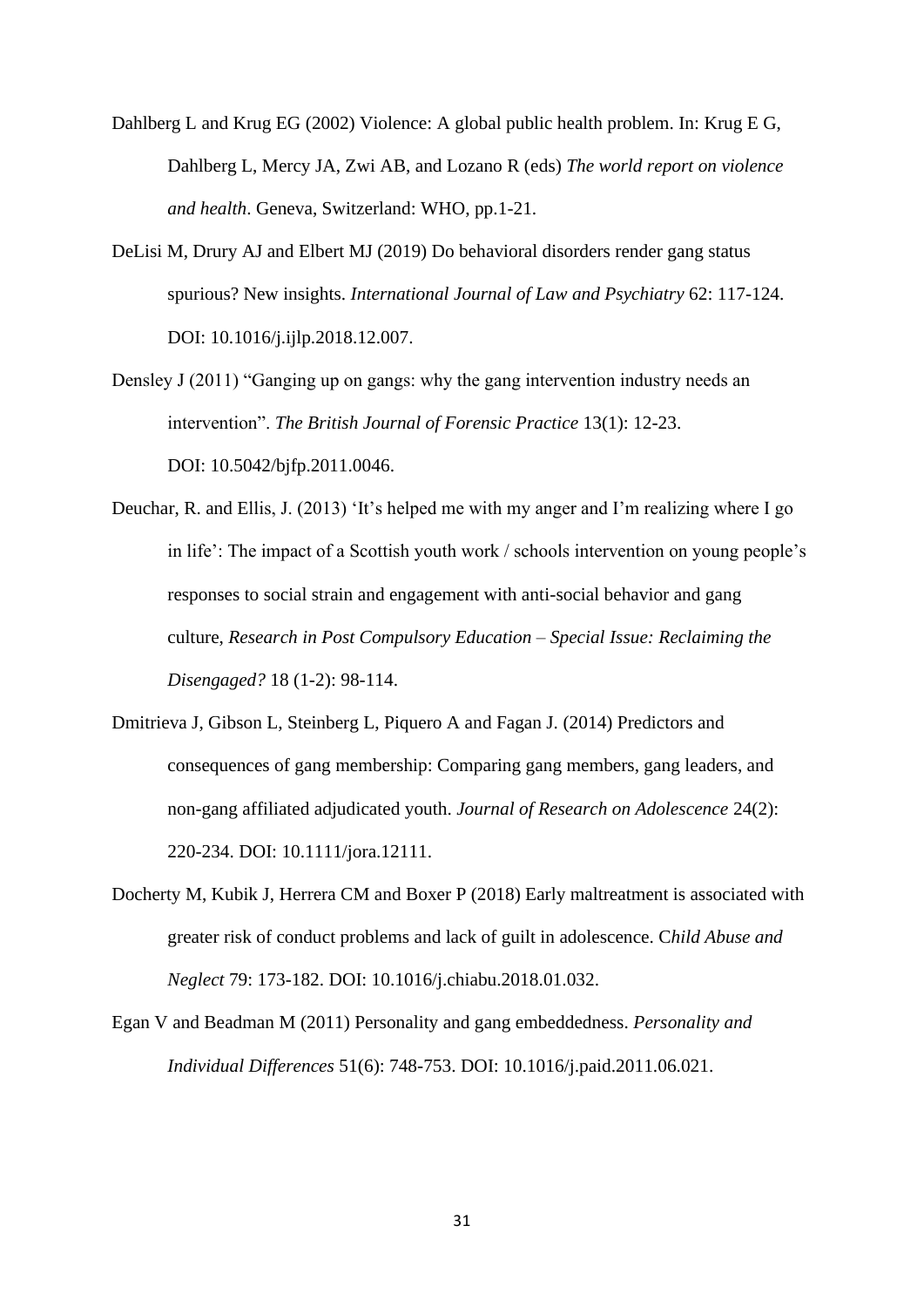Dahlberg L and Krug EG (2002) Violence: A global public health problem. In: Krug E G, Dahlberg L, Mercy JA, Zwi AB, and Lozano R (eds) *The world report on violence and health*. Geneva, Switzerland: WHO, pp.1-21.

DeLisi M, Drury AJ and Elbert MJ (2019) Do behavioral disorders render gang status spurious? New insights. *International Journal of Law and Psychiatry* 62: 117-124. DOI: 10.1016/j.ijlp.2018.12.007.

Densley J (2011) "Ganging up on gangs: why the gang intervention industry needs an intervention". *The British Journal of Forensic Practice* 13(1): 12-23. DOI: 10.5042/bjfp.2011.0046.

Deuchar, R. and Ellis, J. (2013) 'It's helped me with my anger and I'm realizing where I go in life': The impact of a Scottish youth work / schools intervention on young people's responses to social strain and engagement with anti-social behavior and gang culture, *Research in Post Compulsory Education – Special Issue: Reclaiming the Disengaged?* 18 (1-2): 98-114.

Dmitrieva J, Gibson L, Steinberg L, Piquero A and Fagan J. (2014) Predictors and consequences of gang membership: Comparing gang members, gang leaders, and non-gang affiliated adjudicated youth. *Journal of Research on Adolescence* 24(2): 220-234. DOI: 10.1111/jora.12111.

Docherty M, Kubik J, Herrera CM and Boxer P (2018) Early maltreatment is associated with greater risk of conduct problems and lack of guilt in adolescence. C*hild Abuse and Neglect* 79: 173-182. DOI: 10.1016/j.chiabu.2018.01.032.

Egan V and Beadman M (2011) Personality and gang embeddedness. *Personality and Individual Differences* 51(6): 748-753. DOI: 10.1016/j.paid.2011.06.021.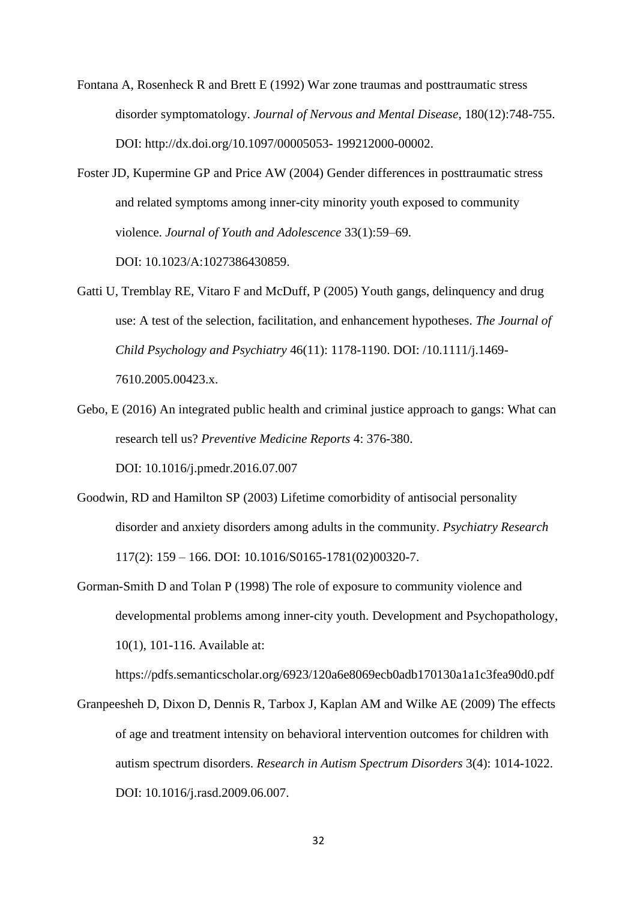Fontana A, Rosenheck R and Brett E (1992) War zone traumas and posttraumatic stress disorder symptomatology. *Journal of Nervous and Mental Disease*, 180(12):748-755. DOI: http://dx.doi.org/10.1097/00005053- 199212000-00002.

Foster JD, Kupermine GP and Price AW (2004) Gender differences in posttraumatic stress and related symptoms among inner-city minority youth exposed to community violence. *Journal of Youth and Adolescence* 33(1):59–69. DOI: 10.1023/A:1027386430859.

Gatti U, Tremblay RE, Vitaro F and McDuff, P (2005) Youth gangs, delinquency and drug use: A test of the selection, facilitation, and enhancement hypotheses. *The Journal of Child Psychology and Psychiatry* 46(11): 1178-1190. DOI: /10.1111/j.1469-7610.2005.00423.x.

Gebo, E (2016) An integrated public health and criminal justice approach to gangs: What can research tell us? *Preventive Medicine Reports* 4: 376-380. DOI: 10.1016/j.pmedr.2016.07.007

Goodwin, RD and Hamilton SP (2003) Lifetime comorbidity of antisocial personality disorder and anxiety disorders among adults in the community. *Psychiatry Research* 117(2): 159 – 166. DOI: 10.1016/S0165-1781(02)00320-7.

Gorman-Smith D and Tolan P (1998) The role of exposure to community violence and developmental problems among inner-city youth. Development and Psychopathology, 10(1), 101-116. Available at: https://pdfs.semanticscholar.org/6923/120a6e8069ecb0adb170130a1a1c3fea90d0.pdf

Granpeesheh D, Dixon D, Dennis R, Tarbox J, Kaplan AM and Wilke AE (2009) The effects of age and treatment intensity on behavioral intervention outcomes for children with autism spectrum disorders. *Research in Autism Spectrum Disorders* 3(4): 1014-1022. DOI: 10.1016/j.rasd.2009.06.007.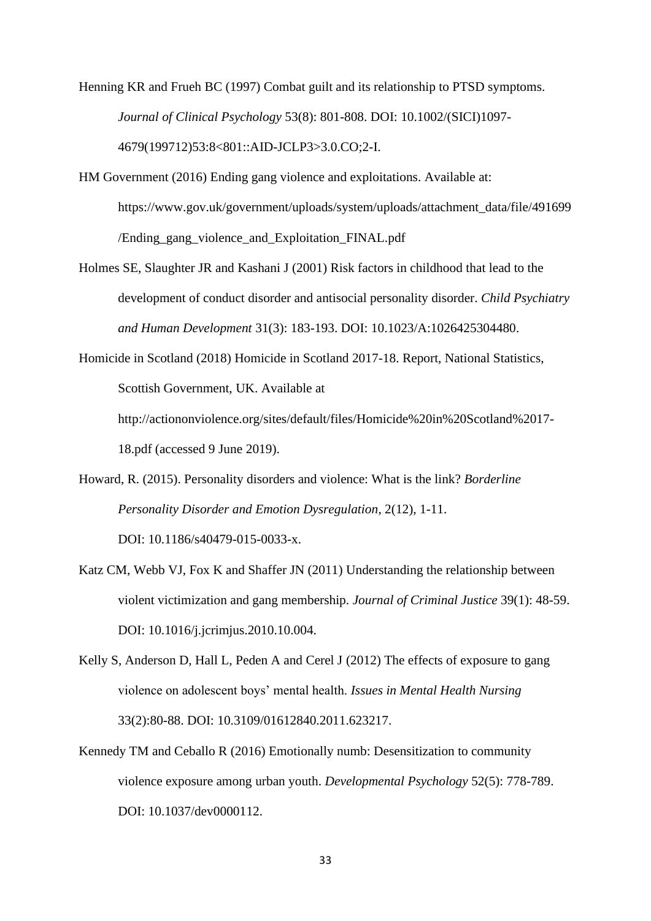Henning KR and Frueh BC (1997) Combat guilt and its relationship to PTSD symptoms. *Journal of Clinical Psychology* 53(8): 801-808. DOI: 10.1002/(SICI)1097-4679(199712)53:8<801::AID-JCLP3>3.0.CO;2-I.

HM Government (2016) Ending gang violence and exploitations. Available at: https://www.gov.uk/government/uploads/system/uploads/attachment_data/file/491699/Ending_gang_violence_and_Exploitation_FINAL.pdf

Holmes SE, Slaughter JR and Kashani J (2001) Risk factors in childhood that lead to the development of conduct disorder and antisocial personality disorder. *Child Psychiatry and Human Development* 31(3): 183-193. DOI: 10.1023/A:1026425304480.

Homicide in Scotland (2018) Homicide in Scotland 2017-18. Report, National Statistics, Scottish Government, UK. Available at http://actiononviolence.org/sites/default/files/Homicide%20in%20Scotland%2017-18.pdf (accessed 9 June 2019).

Howard, R. (2015). Personality disorders and violence: What is the link? *Borderline Personality Disorder and Emotion Dysregulation*, 2(12), 1-11. DOI: 10.1186/s40479-015-0033-x.

Katz CM, Webb VJ, Fox K and Shaffer JN (2011) Understanding the relationship between violent victimization and gang membership. *Journal of Criminal Justice* 39(1): 48-59. DOI: 10.1016/j.jcrimjus.2010.10.004.

Kelly S, Anderson D, Hall L, Peden A and Cerel J (2012) The effects of exposure to gang violence on adolescent boys' mental health. *Issues in Mental Health Nursing* 33(2):80-88. DOI: 10.3109/01612840.2011.623217.

Kennedy TM and Ceballo R (2016) Emotionally numb: Desensitization to community violence exposure among urban youth. *Developmental Psychology* 52(5): 778-789. DOI: 10.1037/dev0000112.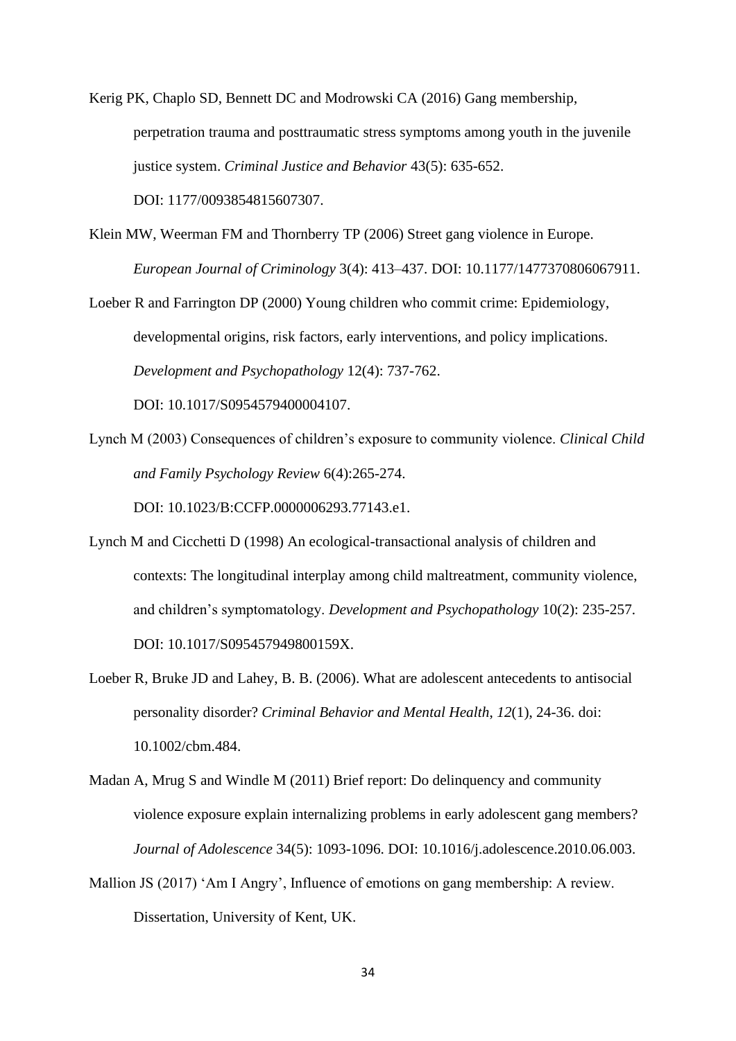Kerig PK, Chaplo SD, Bennett DC and Modrowski CA (2016) Gang membership, perpetration trauma and posttraumatic stress symptoms among youth in the juvenile justice system. *Criminal Justice and Behavior* 43(5): 635-652. DOI: 1177/0093854815607307.

Klein MW, Weerman FM and Thornberry TP (2006) Street gang violence in Europe. *European Journal of Criminology* 3(4): 413–437. DOI: 10.1177/1477370806067911.

Loeber R and Farrington DP (2000) Young children who commit crime: Epidemiology, developmental origins, risk factors, early interventions, and policy implications. *Development and Psychopathology* 12(4): 737-762. DOI: 10.1017/S0954579400004107.

Lynch M (2003) Consequences of children's exposure to community violence. *Clinical Child and Family Psychology Review* 6(4):265-274. DOI: 10.1023/B:CCFP.0000006293.77143.e1.

Lynch M and Cicchetti D (1998) An ecological-transactional analysis of children and contexts: The longitudinal interplay among child maltreatment, community violence, and children's symptomatology. *Development and Psychopathology* 10(2): 235-257. DOI: 10.1017/S095457949800159X.

Loeber R, Bruke JD and Lahey, B. B. (2006). What are adolescent antecedents to antisocial personality disorder? *Criminal Behavior and Mental Health*, *12*(1), 24-36. doi: 10.1002/cbm.484.

Madan A, Mrug S and Windle M (2011) Brief report: Do delinquency and community violence exposure explain internalizing problems in early adolescent gang members? *Journal of Adolescence* 34(5): 1093-1096. DOI: 10.1016/j.adolescence.2010.06.003.

Mallion JS (2017) 'Am I Angry', Influence of emotions on gang membership: A review. Dissertation, University of Kent, UK.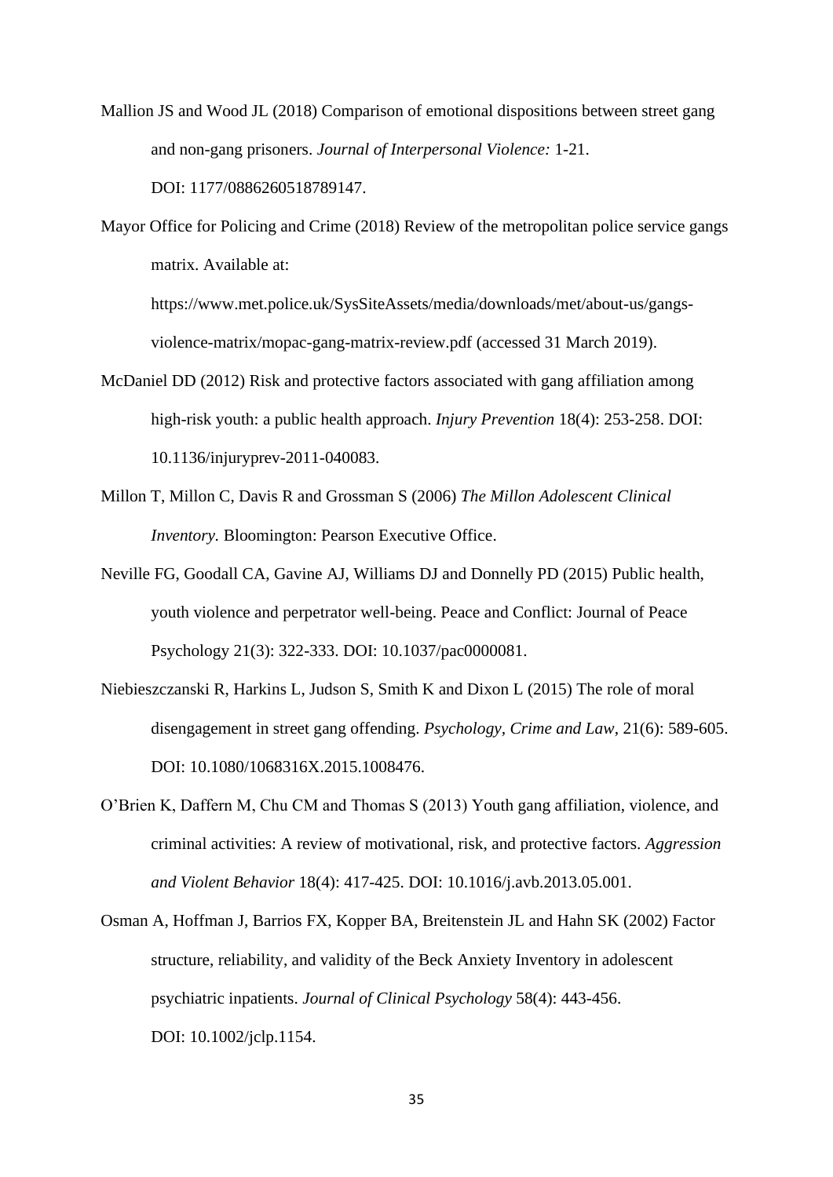Mallion JS and Wood JL (2018) Comparison of emotional dispositions between street gang and non-gang prisoners. *Journal of Interpersonal Violence:* 1-21. DOI: 1177/0886260518789147.

Mayor Office for Policing and Crime (2018) Review of the metropolitan police service gangs matrix. Available at: https://www.met.police.uk/SysSiteAssets/media/downloads/met/about-us/gangs-violence-matrix/mopac-gang-matrix-review.pdf (accessed 31 March 2019).

McDaniel DD (2012) Risk and protective factors associated with gang affiliation among high-risk youth: a public health approach. *Injury Prevention* 18(4): 253-258. DOI: 10.1136/injuryprev-2011-040083.

Millon T, Millon C, Davis R and Grossman S (2006) *The Millon Adolescent Clinical Inventory.* Bloomington: Pearson Executive Office.

Neville FG, Goodall CA, Gavine AJ, Williams DJ and Donnelly PD (2015) Public health, youth violence and perpetrator well-being. Peace and Conflict: Journal of Peace Psychology 21(3): 322-333. DOI: 10.1037/pac0000081.

Niebieszczanski R, Harkins L, Judson S, Smith K and Dixon L (2015) The role of moral disengagement in street gang offending. *Psychology, Crime and Law*, 21(6): 589-605. DOI: 10.1080/1068316X.2015.1008476.

O'Brien K, Daffern M, Chu CM and Thomas S (2013) Youth gang affiliation, violence, and criminal activities: A review of motivational, risk, and protective factors. *Aggression and Violent Behavior* 18(4): 417-425. DOI: 10.1016/j.avb.2013.05.001.

Osman A, Hoffman J, Barrios FX, Kopper BA, Breitenstein JL and Hahn SK (2002) Factor structure, reliability, and validity of the Beck Anxiety Inventory in adolescent psychiatric inpatients. *Journal of Clinical Psychology* 58(4): 443-456. DOI: 10.1002/jclp.1154.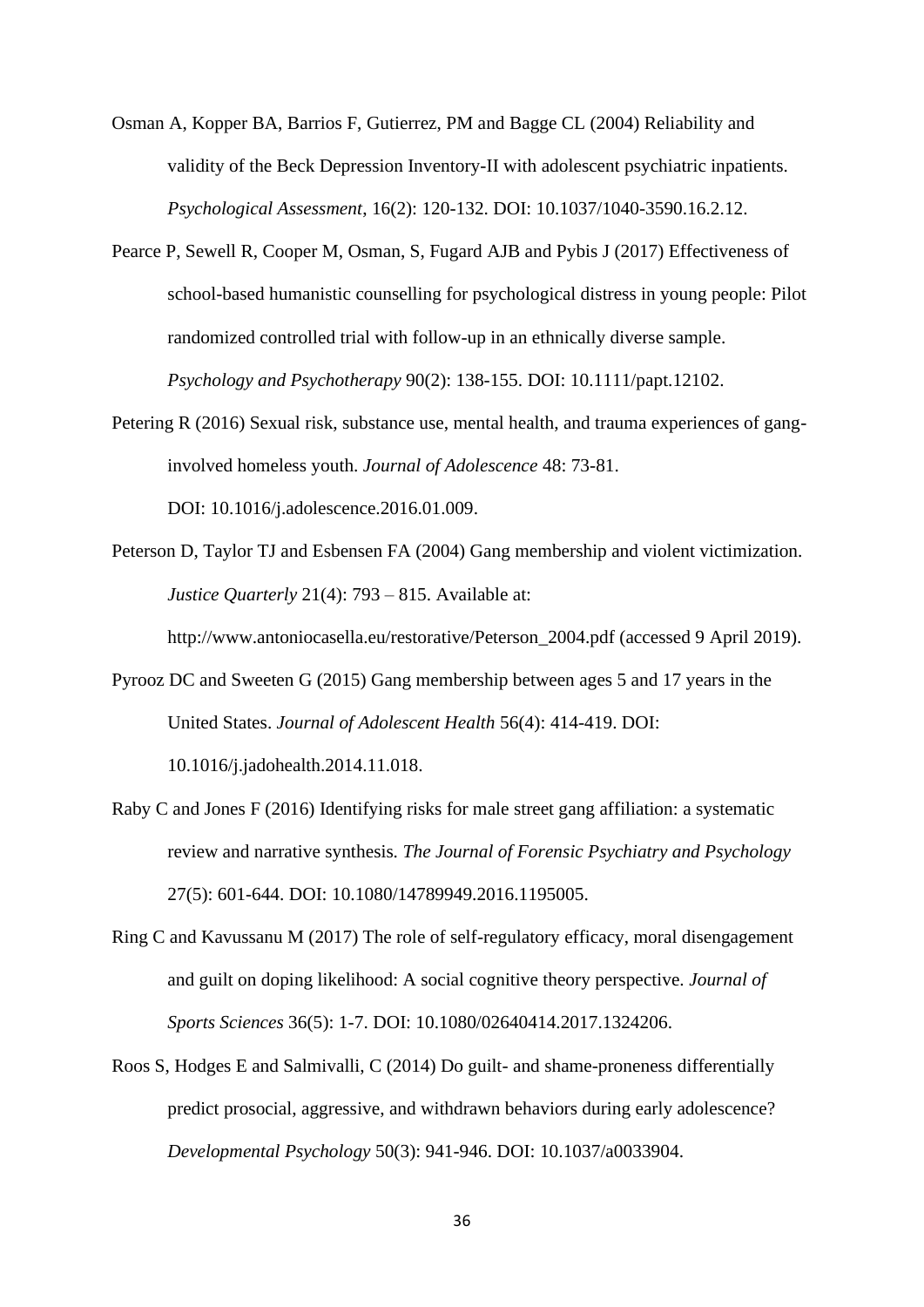Osman A, Kopper BA, Barrios F, Gutierrez, PM and Bagge CL (2004) Reliability and validity of the Beck Depression Inventory-II with adolescent psychiatric inpatients. *Psychological Assessment*, 16(2): 120-132. DOI: 10.1037/1040-3590.16.2.12.

Pearce P, Sewell R, Cooper M, Osman, S, Fugard AJB and Pybis J (2017) Effectiveness of school-based humanistic counselling for psychological distress in young people: Pilot randomized controlled trial with follow-up in an ethnically diverse sample. *Psychology and Psychotherapy* 90(2): 138-155. DOI: 10.1111/papt.12102.

Petering R (2016) Sexual risk, substance use, mental health, and trauma experiences of gang-involved homeless youth. *Journal of Adolescence* 48: 73-81. DOI: 10.1016/j.adolescence.2016.01.009.

Peterson D, Taylor TJ and Esbensen FA (2004) Gang membership and violent victimization. *Justice Quarterly* 21(4): 793 – 815. Available at: http://www.antoniocasella.eu/restorative/Peterson_2004.pdf (accessed 9 April 2019).

Pyrooz DC and Sweeten G (2015) Gang membership between ages 5 and 17 years in the United States. *Journal of Adolescent Health* 56(4): 414-419. DOI: 10.1016/j.jadohealth.2014.11.018.

Raby C and Jones F (2016) Identifying risks for male street gang affiliation: a systematic review and narrative synthesis*. The Journal of Forensic Psychiatry and Psychology* 27(5): 601-644. DOI: 10.1080/14789949.2016.1195005.

Ring C and Kavussanu M (2017) The role of self-regulatory efficacy, moral disengagement and guilt on doping likelihood: A social cognitive theory perspective. *Journal of Sports Sciences* 36(5): 1-7. DOI: 10.1080/02640414.2017.1324206.

Roos S, Hodges E and Salmivalli, C (2014) Do guilt- and shame-proneness differentially predict prosocial, aggressive, and withdrawn behaviors during early adolescence? *Developmental Psychology* 50(3): 941-946. DOI: 10.1037/a0033904.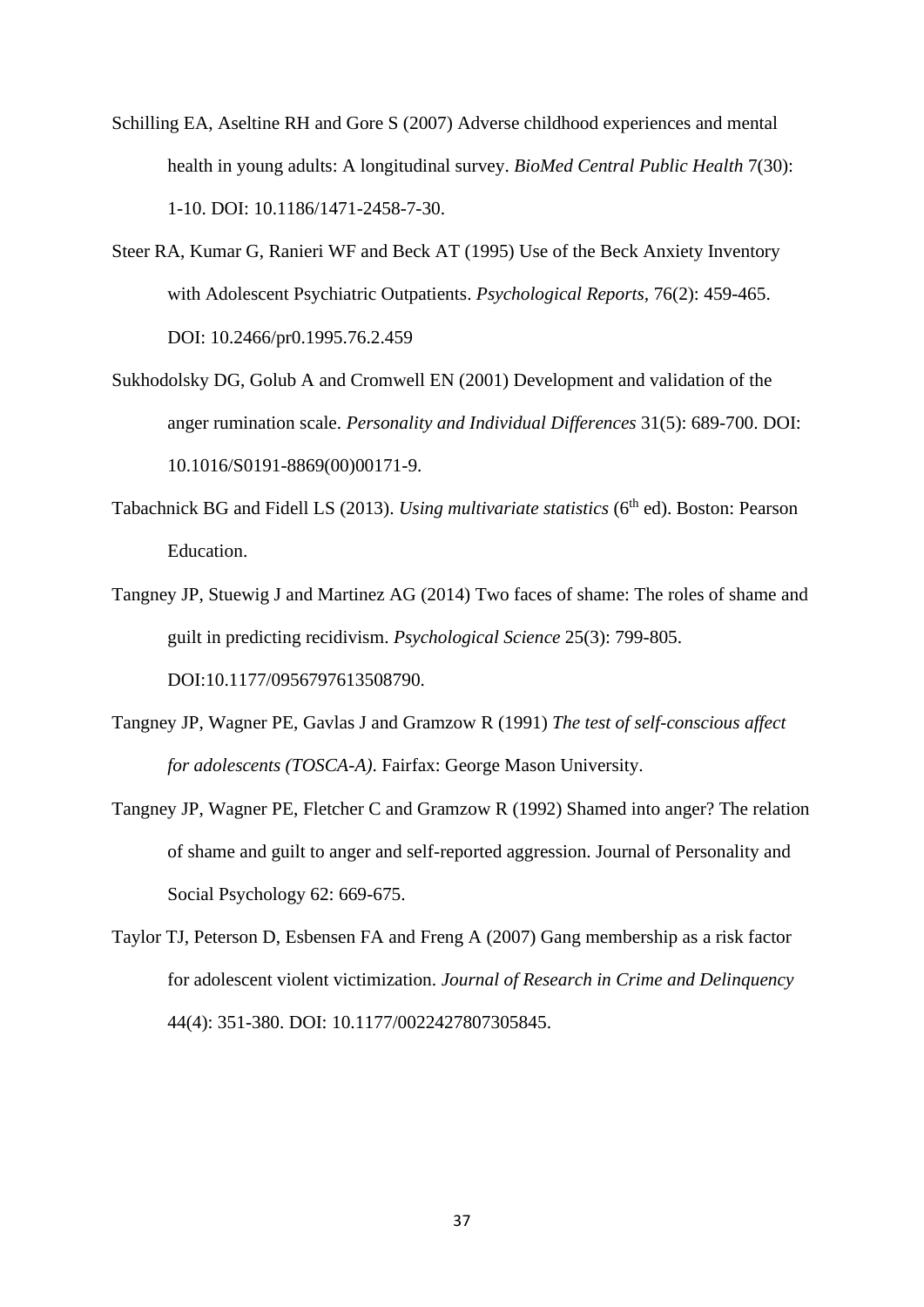Schilling EA, Aseltine RH and Gore S (2007) Adverse childhood experiences and mental health in young adults: A longitudinal survey. *BioMed Central Public Health* 7(30): 1-10. DOI: 10.1186/1471-2458-7-30.

Steer RA, Kumar G, Ranieri WF and Beck AT (1995) Use of the Beck Anxiety Inventory with Adolescent Psychiatric Outpatients. *Psychological Reports*, 76(2): 459-465. DOI: 10.2466/pr0.1995.76.2.459

Sukhodolsky DG, Golub A and Cromwell EN (2001) Development and validation of the anger rumination scale. *Personality and Individual Differences* 31(5): 689-700. DOI: 10.1016/S0191-8869(00)00171-9.

Tabachnick BG and Fidell LS (2013). *Using multivariate statistics* (6th ed). Boston: Pearson Education.

Tangney JP, Stuewig J and Martinez AG (2014) Two faces of shame: The roles of shame and guilt in predicting recidivism. *Psychological Science* 25(3): 799-805. DOI:10.1177/0956797613508790.

Tangney JP, Wagner PE, Gavlas J and Gramzow R (1991) *The test of self-conscious affect for adolescents (TOSCA-A)*. Fairfax: George Mason University.

Tangney JP, Wagner PE, Fletcher C and Gramzow R (1992) Shamed into anger? The relation of shame and guilt to anger and self-reported aggression. Journal of Personality and Social Psychology 62: 669-675.

Taylor TJ, Peterson D, Esbensen FA and Freng A (2007) Gang membership as a risk factor for adolescent violent victimization. *Journal of Research in Crime and Delinquency* 44(4): 351-380. DOI: 10.1177/0022427807305845.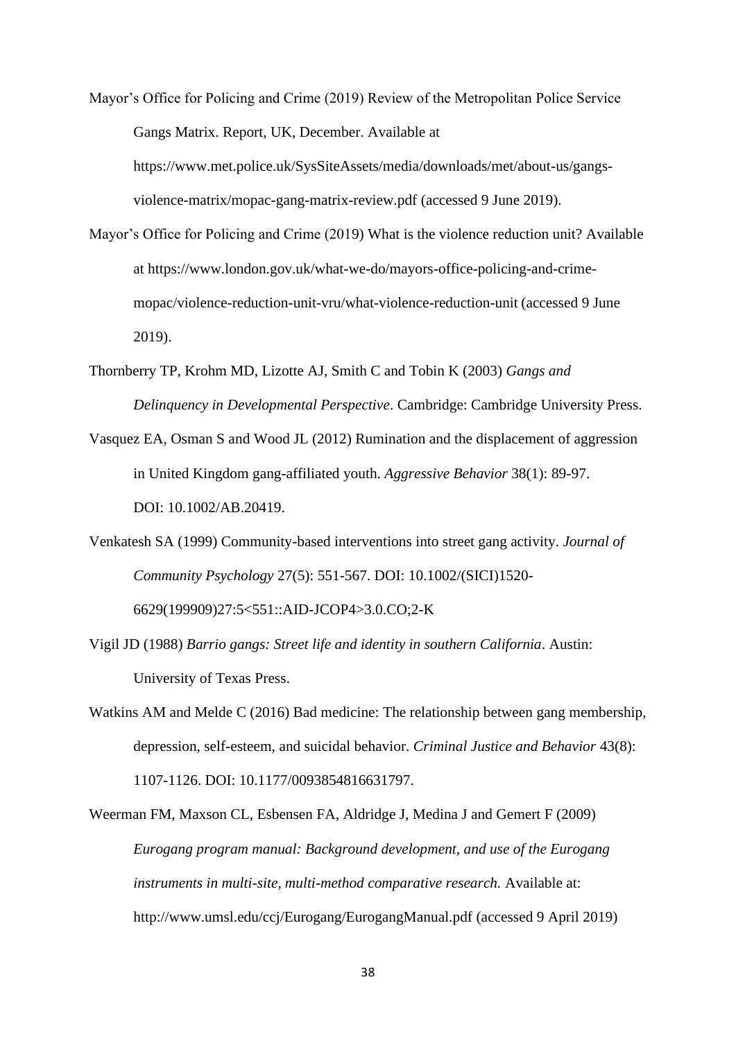Mayor's Office for Policing and Crime (2019) Review of the Metropolitan Police Service Gangs Matrix. Report, UK, December. Available at https://www.met.police.uk/SysSiteAssets/media/downloads/met/about-us/gangs-violence-matrix/mopac-gang-matrix-review.pdf (accessed 9 June 2019).

Mayor's Office for Policing and Crime (2019) What is the violence reduction unit? Available at https://www.london.gov.uk/what-we-do/mayors-office-policing-and-crime-mopac/violence-reduction-unit-vru/what-violence-reduction-unit (accessed 9 June 2019).

Thornberry TP, Krohm MD, Lizotte AJ, Smith C and Tobin K (2003) *Gangs and Delinquency in Developmental Perspective*. Cambridge: Cambridge University Press.

Vasquez EA, Osman S and Wood JL (2012) Rumination and the displacement of aggression in United Kingdom gang-affiliated youth. *Aggressive Behavior* 38(1): 89-97. DOI: 10.1002/AB.20419.

Venkatesh SA (1999) Community-based interventions into street gang activity. *Journal of Community Psychology* 27(5): 551-567. DOI: 10.1002/(SICI)1520-6629(199909)27:5<551::AID-JCOP4>3.0.CO;2-K

Vigil JD (1988) *Barrio gangs: Street life and identity in southern California*. Austin: University of Texas Press.

Watkins AM and Melde C (2016) Bad medicine: The relationship between gang membership, depression, self-esteem, and suicidal behavior. *Criminal Justice and Behavior* 43(8): 1107-1126. DOI: 10.1177/0093854816631797.

Weerman FM, Maxson CL, Esbensen FA, Aldridge J, Medina J and Gemert F (2009) *Eurogang program manual: Background development, and use of the Eurogang instruments in multi-site, multi-method comparative research.* Available at: http://www.umsl.edu/ccj/Eurogang/EurogangManual.pdf (accessed 9 April 2019)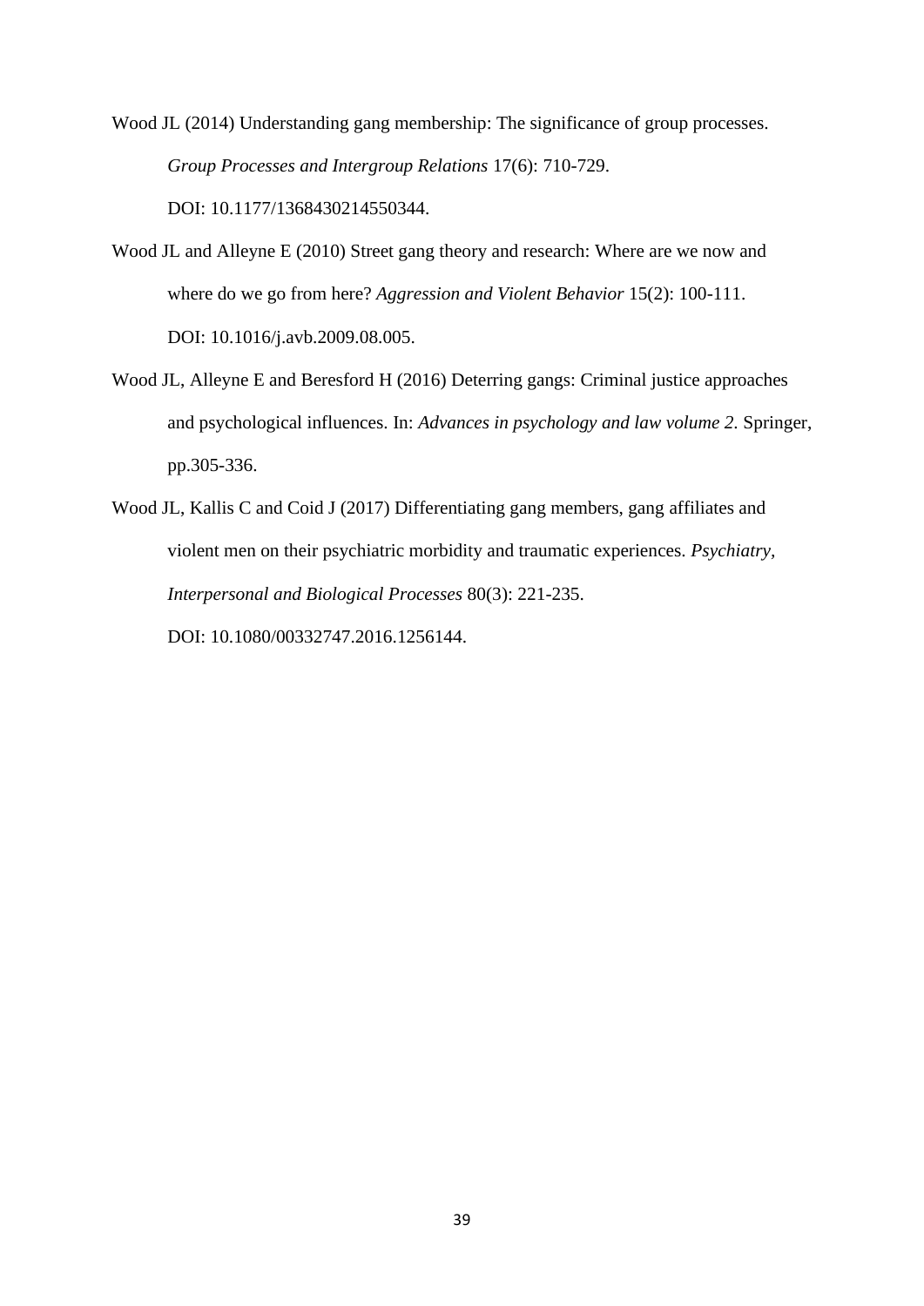Wood JL (2014) Understanding gang membership: The significance of group processes. *Group Processes and Intergroup Relations* 17(6): 710-729. DOI: 10.1177/1368430214550344.

Wood JL and Alleyne E (2010) Street gang theory and research: Where are we now and where do we go from here? *Aggression and Violent Behavior* 15(2): 100-111. DOI: 10.1016/j.avb.2009.08.005.

Wood JL, Alleyne E and Beresford H (2016) Deterring gangs: Criminal justice approaches and psychological influences. In: *Advances in psychology and law volume 2*. Springer, pp.305-336.

Wood JL, Kallis C and Coid J (2017) Differentiating gang members, gang affiliates and violent men on their psychiatric morbidity and traumatic experiences. *Psychiatry, Interpersonal and Biological Processes* 80(3): 221-235. DOI: 10.1080/00332747.2016.1256144.